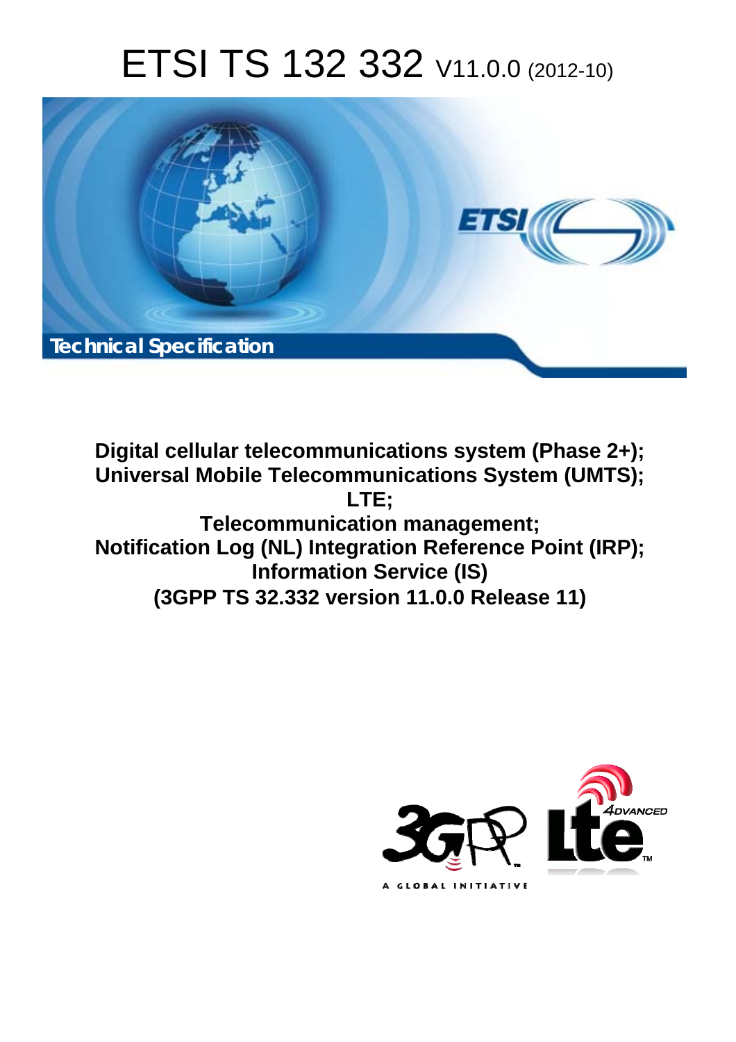# ETSI TS 132 332 V11.0.0 (2012-10)

Technical Specification

**Digital cellular telecommunications system (Phase 2+);
Universal Mobile Telecommunications System (UMTS);
LTE;
Telecommunication management;
Notification Log (NL) Integration Reference Point (IRP);
Information Service (IS)
(3GPP TS 32.332 version 11.0.0 Release 11)**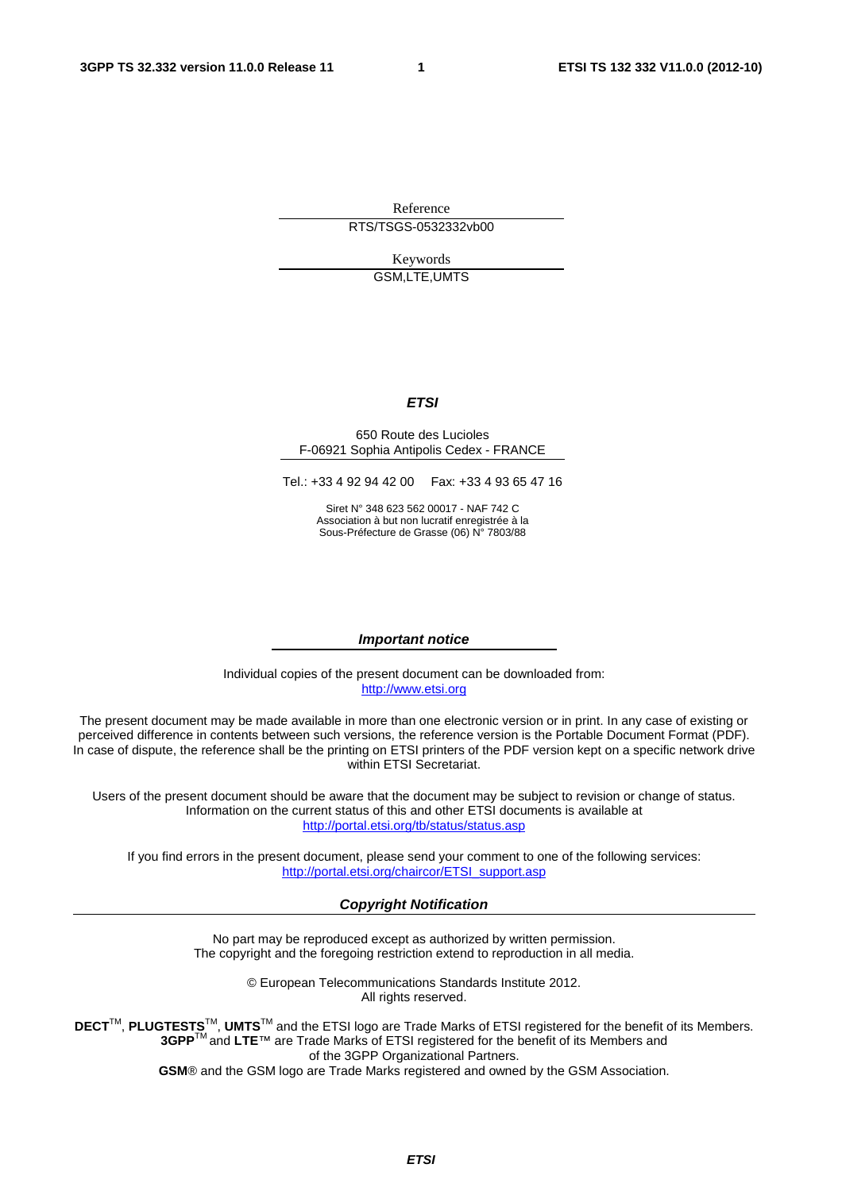Reference

RTS/TSGS-0532332vb00

Keywords

GSM,LTE,UMTS

***ETSI***

650 Route des Lucioles
F-06921 Sophia Antipolis Cedex - FRANCE

Tel.: +33 4 92 94 42 00 Fax: +33 4 93 65 47 16

Siret N° 348 623 562 00017 - NAF 742 C
Association à but non lucratif enregistrée à la
Sous-Préfecture de Grasse (06) N° 7803/88

***Important notice***

Individual copies of the present document can be downloaded from:
http://www.etsi.org

The present document may be made available in more than one electronic version or in print. In any case of existing or perceived difference in contents between such versions, the reference version is the Portable Document Format (PDF). In case of dispute, the reference shall be the printing on ETSI printers of the PDF version kept on a specific network drive within ETSI Secretariat.

Users of the present document should be aware that the document may be subject to revision or change of status. Information on the current status of this and other ETSI documents is available at
http://portal.etsi.org/tb/status/status.asp

If you find errors in the present document, please send your comment to one of the following services:
http://portal.etsi.org/chaircor/ETSI_support.asp

***Copyright Notification***

No part may be reproduced except as authorized by written permission.
The copyright and the foregoing restriction extend to reproduction in all media.

© European Telecommunications Standards Institute 2012.
All rights reserved.

**DECT**™, **PLUGTESTS**™, **UMTS**™ and the ETSI logo are Trade Marks of ETSI registered for the benefit of its Members.
**3GPP**™ and **LTE**™ are Trade Marks of ETSI registered for the benefit of its Members and of the 3GPP Organizational Partners.
**GSM**® and the GSM logo are Trade Marks registered and owned by the GSM Association.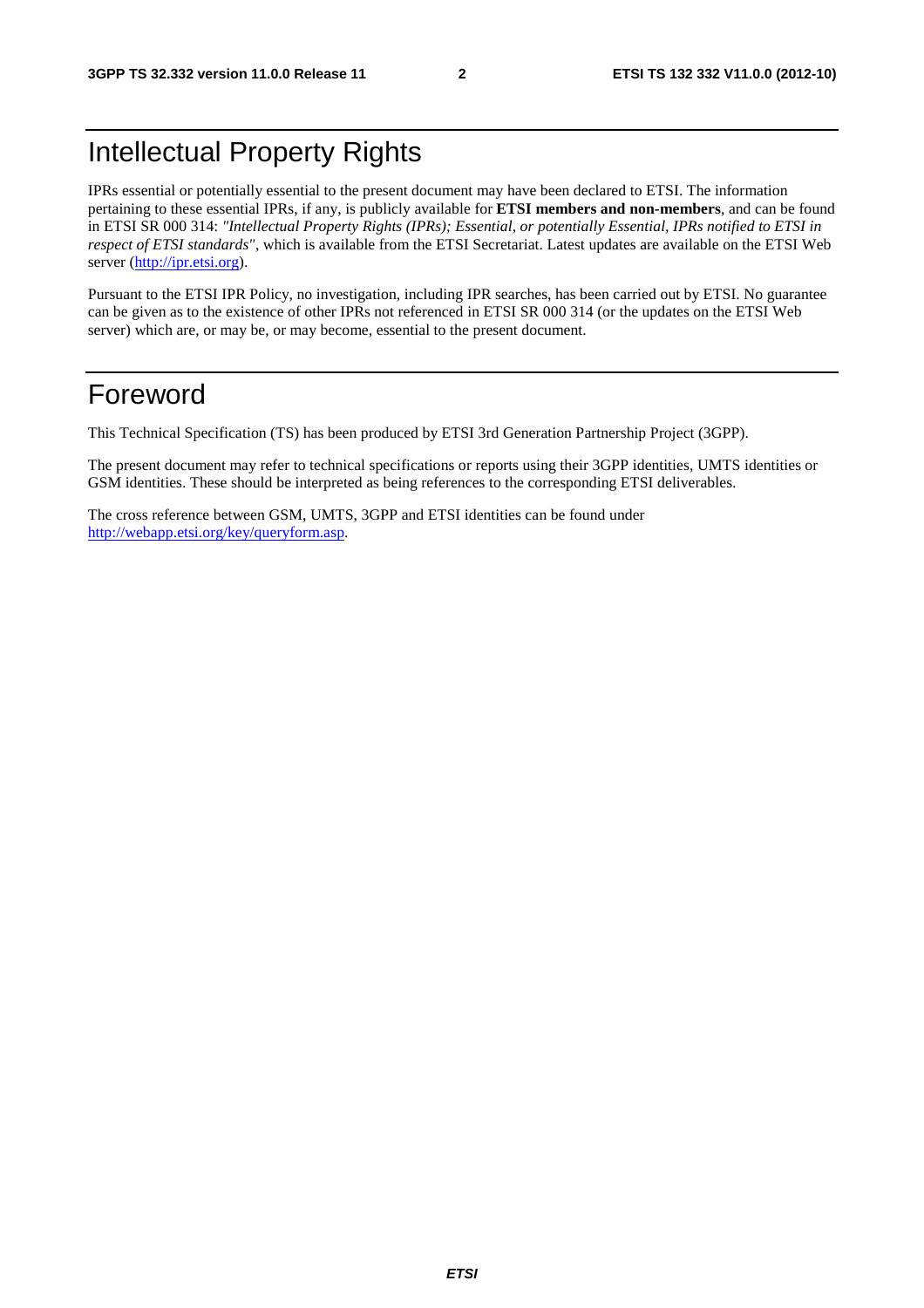# Intellectual Property Rights

IPRs essential or potentially essential to the present document may have been declared to ETSI. The information pertaining to these essential IPRs, if any, is publicly available for **ETSI members and non-members**, and can be found in ETSI SR 000 314: *"Intellectual Property Rights (IPRs); Essential, or potentially Essential, IPRs notified to ETSI in respect of ETSI standards"*, which is available from the ETSI Secretariat. Latest updates are available on the ETSI Web server (http://ipr.etsi.org).

Pursuant to the ETSI IPR Policy, no investigation, including IPR searches, has been carried out by ETSI. No guarantee can be given as to the existence of other IPRs not referenced in ETSI SR 000 314 (or the updates on the ETSI Web server) which are, or may be, or may become, essential to the present document.

# Foreword

This Technical Specification (TS) has been produced by ETSI 3rd Generation Partnership Project (3GPP).

The present document may refer to technical specifications or reports using their 3GPP identities, UMTS identities or GSM identities. These should be interpreted as being references to the corresponding ETSI deliverables.

The cross reference between GSM, UMTS, 3GPP and ETSI identities can be found under http://webapp.etsi.org/key/queryform.asp.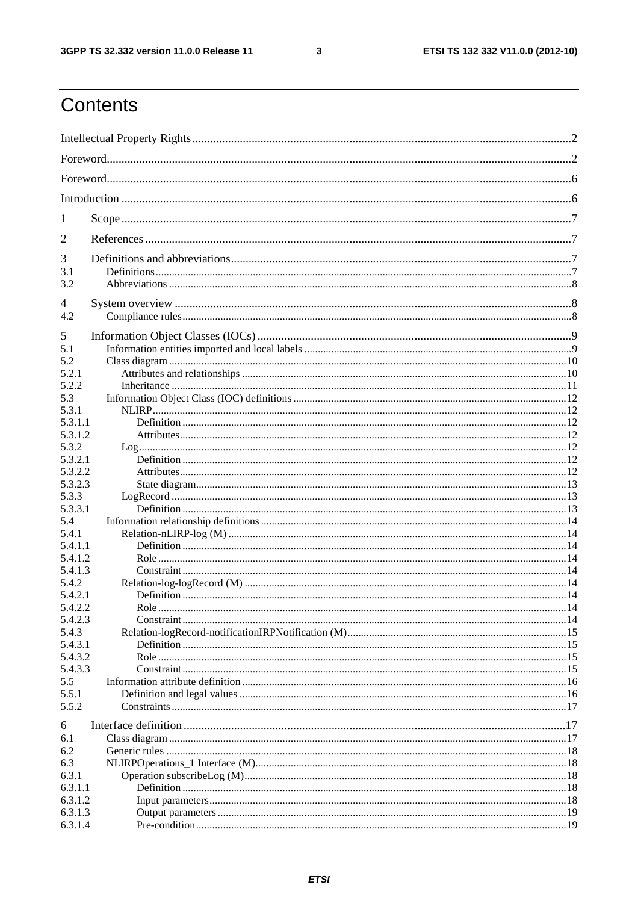# Contents

Intellectual Property Rights ..... 2

Foreword ..... 2

Foreword ..... 6

Introduction ..... 6

1 Scope ..... 7

2 References ..... 7

3 Definitions and abbreviations ..... 7
3.1 Definitions ..... 7
3.2 Abbreviations ..... 8

4 System overview ..... 8
4.2 Compliance rules ..... 8

5 Information Object Classes (IOCs) ..... 9
5.1 Information entities imported and local labels ..... 9
5.2 Class diagram ..... 10
5.2.1 Attributes and relationships ..... 10
5.2.2 Inheritance ..... 11
5.3 Information Object Class (IOC) definitions ..... 12
5.3.1 NLIRP ..... 12
5.3.1.1 Definition ..... 12
5.3.1.2 Attributes ..... 12
5.3.2 Log ..... 12
5.3.2.1 Definition ..... 12
5.3.2.2 Attributes ..... 12
5.3.2.3 State diagram ..... 13
5.3.3 LogRecord ..... 13
5.3.3.1 Definition ..... 13
5.4 Information relationship definitions ..... 14
5.4.1 Relation-nLIRP-log (M) ..... 14
5.4.1.1 Definition ..... 14
5.4.1.2 Role ..... 14
5.4.1.3 Constraint ..... 14
5.4.2 Relation-log-logRecord (M) ..... 14
5.4.2.1 Definition ..... 14
5.4.2.2 Role ..... 14
5.4.2.3 Constraint ..... 14
5.4.3 Relation-logRecord-notificationIRPNotification (M) ..... 15
5.4.3.1 Definition ..... 15
5.4.3.2 Role ..... 15
5.4.3.3 Constraint ..... 15
5.5 Information attribute definition ..... 16
5.5.1 Definition and legal values ..... 16
5.5.2 Constraints ..... 17

6 Interface definition ..... 17
6.1 Class diagram ..... 17
6.2 Generic rules ..... 18
6.3 NLIRPOperations_1 Interface (M) ..... 18
6.3.1 Operation subscribeLog (M) ..... 18
6.3.1.1 Definition ..... 18
6.3.1.2 Input parameters ..... 18
6.3.1.3 Output parameters ..... 19
6.3.1.4 Pre-condition ..... 19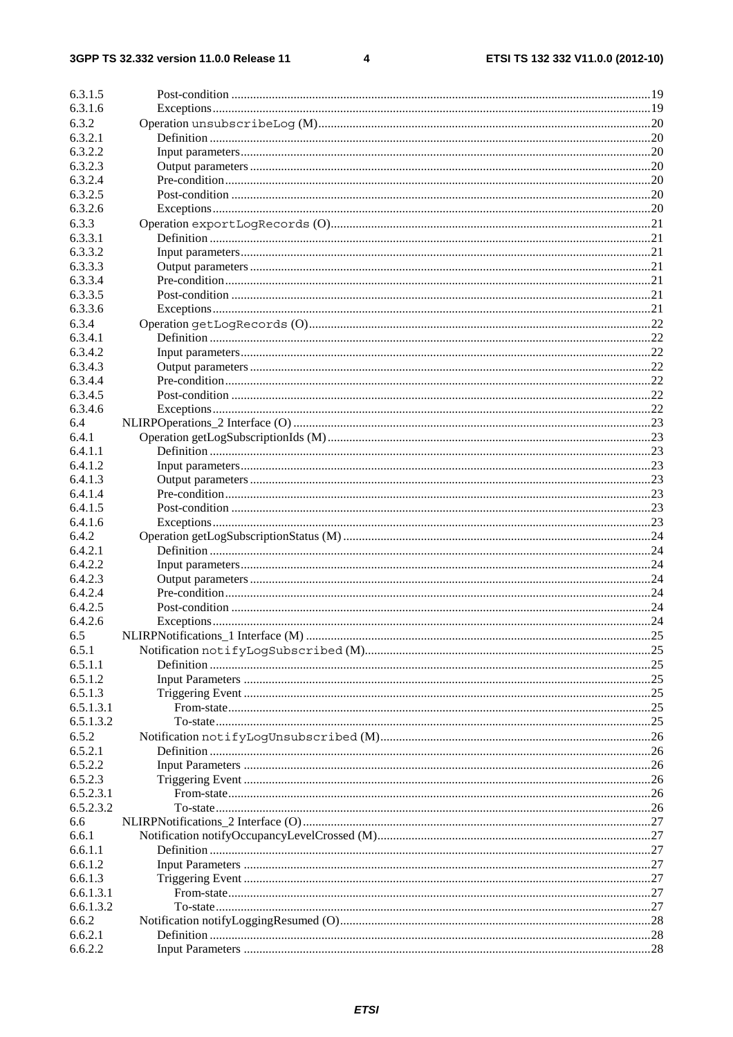6.3.1.5 Post-condition ....................................................................................................................................19
6.3.1.6 Exceptions.........................................................................................................................................19
6.3.2 Operation unsubscribeLog (M)........................................................................................................20
6.3.2.1 Definition ..........................................................................................................................................20
6.3.2.2 Input parameters................................................................................................................................20
6.3.2.3 Output parameters .............................................................................................................................20
6.3.2.4 Pre-condition......................................................................................................................................20
6.3.2.5 Post-condition ...................................................................................................................................20
6.3.2.6 Exceptions.........................................................................................................................................20
6.3.3 Operation exportLogRecords (O).....................................................................................................21
6.3.3.1 Definition ..........................................................................................................................................21
6.3.3.2 Input parameters................................................................................................................................21
6.3.3.3 Output parameters .............................................................................................................................21
6.3.3.4 Pre-condition......................................................................................................................................21
6.3.3.5 Post-condition ...................................................................................................................................21
6.3.3.6 Exceptions.........................................................................................................................................21
6.3.4 Operation getLogRecords (O)..........................................................................................................22
6.3.4.1 Definition ..........................................................................................................................................22
6.3.4.2 Input parameters................................................................................................................................22
6.3.4.3 Output parameters .............................................................................................................................22
6.3.4.4 Pre-condition......................................................................................................................................22
6.3.4.5 Post-condition ...................................................................................................................................22
6.3.4.6 Exceptions.........................................................................................................................................22
6.4 NLIRPOperations_2 Interface (O) ..................................................................................................23
6.4.1 Operation getLogSubscriptionIds (M)..............................................................................................23
6.4.1.1 Definition ..........................................................................................................................................23
6.4.1.2 Input parameters................................................................................................................................23
6.4.1.3 Output parameters .............................................................................................................................23
6.4.1.4 Pre-condition......................................................................................................................................23
6.4.1.5 Post-condition ...................................................................................................................................23
6.4.1.6 Exceptions.........................................................................................................................................23
6.4.2 Operation getLogSubscriptionStatus (M) ..........................................................................................24
6.4.2.1 Definition ..........................................................................................................................................24
6.4.2.2 Input parameters................................................................................................................................24
6.4.2.3 Output parameters .............................................................................................................................24
6.4.2.4 Pre-condition......................................................................................................................................24
6.4.2.5 Post-condition ...................................................................................................................................24
6.4.2.6 Exceptions.........................................................................................................................................24
6.5 NLIRPNotifications_1 Interface (M) ...............................................................................................25
6.5.1 Notification notifyLogSubscribed (M)..............................................................................................25
6.5.1.1 Definition ..........................................................................................................................................25
6.5.1.2 Input Parameters ...............................................................................................................................25
6.5.1.3 Triggering Event ...............................................................................................................................25
6.5.1.3.1 From-state....................................................................................................................................25
6.5.1.3.2 To-state........................................................................................................................................25
6.5.2 Notification notifyLogUnsubscribed (M)..........................................................................................26
6.5.2.1 Definition ..........................................................................................................................................26
6.5.2.2 Input Parameters ...............................................................................................................................26
6.5.2.3 Triggering Event ...............................................................................................................................26
6.5.2.3.1 From-state....................................................................................................................................26
6.5.2.3.2 To-state........................................................................................................................................26
6.6 NLIRPNotifications_2 Interface (O).................................................................................................27
6.6.1 Notification notifyOccupancyLevelCrossed (M)...............................................................................27
6.6.1.1 Definition ..........................................................................................................................................27
6.6.1.2 Input Parameters ...............................................................................................................................27
6.6.1.3 Triggering Event ...............................................................................................................................27
6.6.1.3.1 From-state....................................................................................................................................27
6.6.1.3.2 To-state........................................................................................................................................27
6.6.2 Notification notifyLoggingResumed (O)...........................................................................................28
6.6.2.1 Definition ..........................................................................................................................................28
6.6.2.2 Input Parameters ...............................................................................................................................28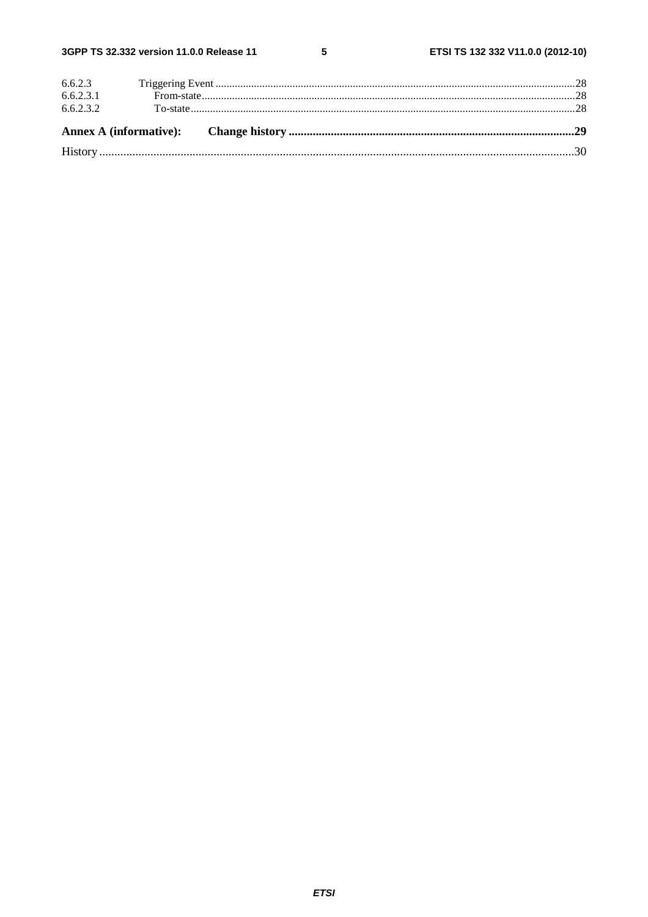6.6.2.3 Triggering Event ....................................................................................................................................28
6.6.2.3.1 From-state .........................................................................................................................................28
6.6.2.3.2 To-state ..............................................................................................................................................28

**Annex A (informative): Change history ...............................................................................................29**

History ..............................................................................................................................................................30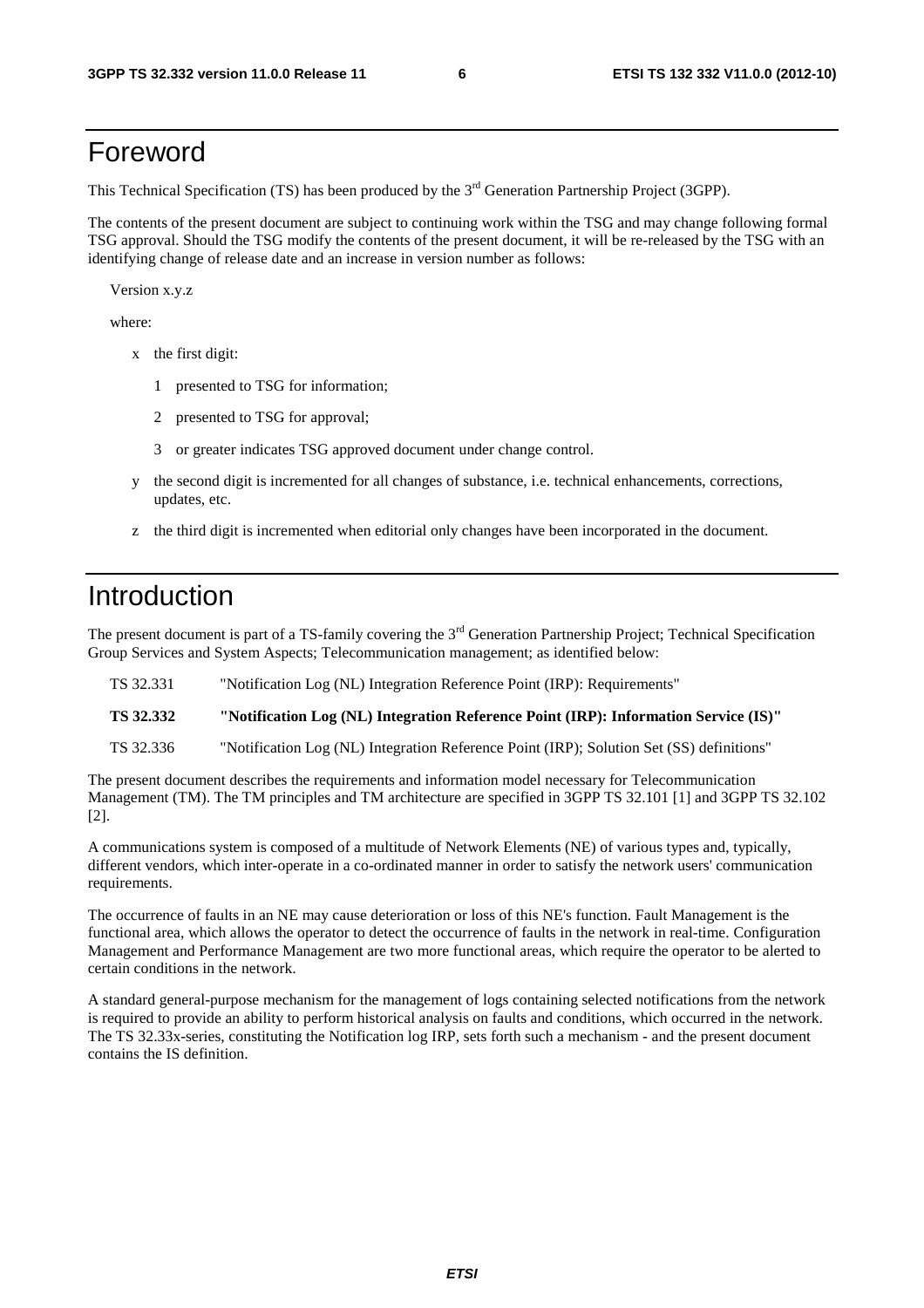# Foreword

This Technical Specification (TS) has been produced by the 3rd Generation Partnership Project (3GPP).

The contents of the present document are subject to continuing work within the TSG and may change following formal TSG approval. Should the TSG modify the contents of the present document, it will be re-released by the TSG with an identifying change of release date and an increase in version number as follows:

Version x.y.z

where:

- x the first digit:
  - 1 presented to TSG for information;
  - 2 presented to TSG for approval;
  - 3 or greater indicates TSG approved document under change control.
- y the second digit is incremented for all changes of substance, i.e. technical enhancements, corrections, updates, etc.
- z the third digit is incremented when editorial only changes have been incorporated in the document.

# Introduction

The present document is part of a TS-family covering the 3rd Generation Partnership Project; Technical Specification Group Services and System Aspects; Telecommunication management; as identified below:

| | |
|---|---|
| TS 32.331 | "Notification Log (NL) Integration Reference Point (IRP): Requirements" |
| **TS 32.332** | **"Notification Log (NL) Integration Reference Point (IRP): Information Service (IS)"** |
| TS 32.336 | "Notification Log (NL) Integration Reference Point (IRP); Solution Set (SS) definitions" |

The present document describes the requirements and information model necessary for Telecommunication Management (TM). The TM principles and TM architecture are specified in 3GPP TS 32.101 [1] and 3GPP TS 32.102 [2].

A communications system is composed of a multitude of Network Elements (NE) of various types and, typically, different vendors, which inter-operate in a co-ordinated manner in order to satisfy the network users' communication requirements.

The occurrence of faults in an NE may cause deterioration or loss of this NE's function. Fault Management is the functional area, which allows the operator to detect the occurrence of faults in the network in real-time. Configuration Management and Performance Management are two more functional areas, which require the operator to be alerted to certain conditions in the network.

A standard general-purpose mechanism for the management of logs containing selected notifications from the network is required to provide an ability to perform historical analysis on faults and conditions, which occurred in the network. The TS 32.33x-series, constituting the Notification log IRP, sets forth such a mechanism - and the present document contains the IS definition.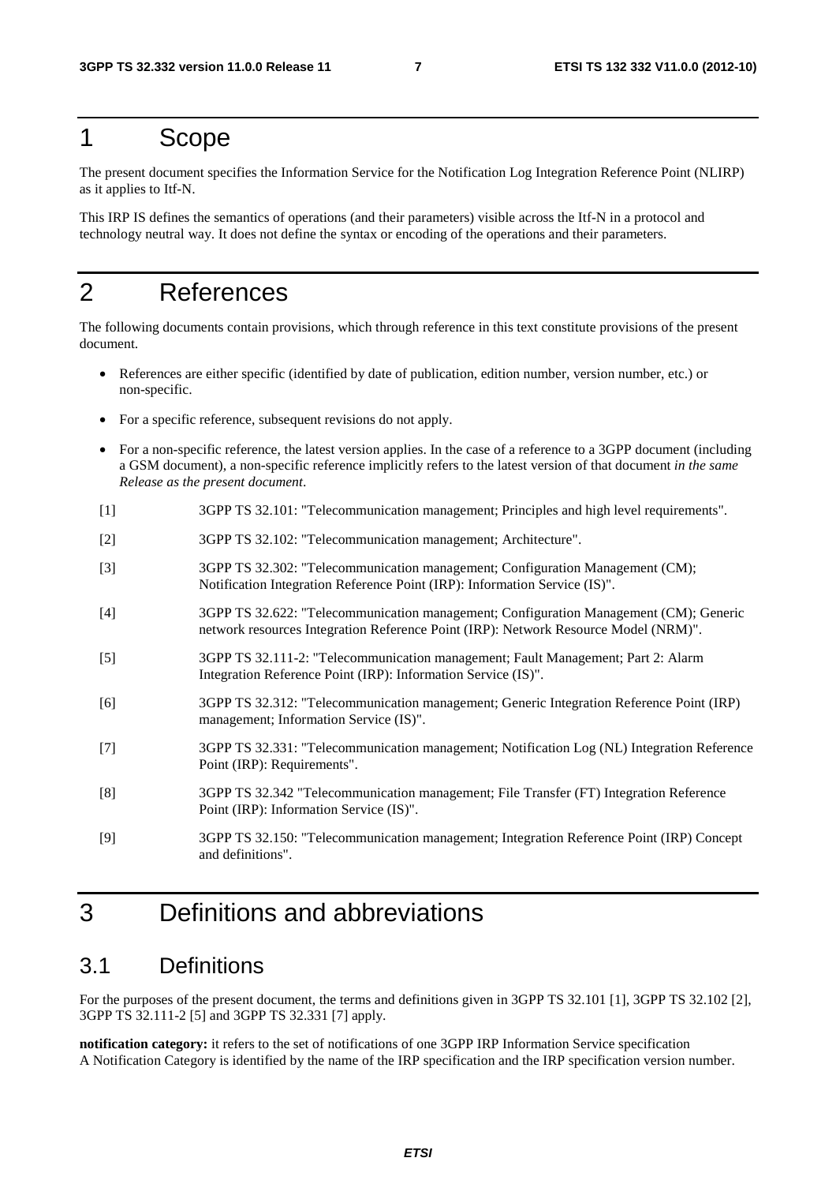# 1 Scope

The present document specifies the Information Service for the Notification Log Integration Reference Point (NLIRP) as it applies to Itf-N.

This IRP IS defines the semantics of operations (and their parameters) visible across the Itf-N in a protocol and technology neutral way. It does not define the syntax or encoding of the operations and their parameters.

# 2 References

The following documents contain provisions, which through reference in this text constitute provisions of the present document.

- References are either specific (identified by date of publication, edition number, version number, etc.) or non-specific.
- For a specific reference, subsequent revisions do not apply.
- For a non-specific reference, the latest version applies. In the case of a reference to a 3GPP document (including a GSM document), a non-specific reference implicitly refers to the latest version of that document *in the same Release as the present document*.

[1] 3GPP TS 32.101: "Telecommunication management; Principles and high level requirements".

[2] 3GPP TS 32.102: "Telecommunication management; Architecture".

[3] 3GPP TS 32.302: "Telecommunication management; Configuration Management (CM); Notification Integration Reference Point (IRP): Information Service (IS)".

[4] 3GPP TS 32.622: "Telecommunication management; Configuration Management (CM); Generic network resources Integration Reference Point (IRP): Network Resource Model (NRM)".

[5] 3GPP TS 32.111-2: "Telecommunication management; Fault Management; Part 2: Alarm Integration Reference Point (IRP): Information Service (IS)".

[6] 3GPP TS 32.312: "Telecommunication management; Generic Integration Reference Point (IRP) management; Information Service (IS)".

[7] 3GPP TS 32.331: "Telecommunication management; Notification Log (NL) Integration Reference Point (IRP): Requirements".

[8] 3GPP TS 32.342 "Telecommunication management; File Transfer (FT) Integration Reference Point (IRP): Information Service (IS)".

[9] 3GPP TS 32.150: "Telecommunication management; Integration Reference Point (IRP) Concept and definitions".

# 3 Definitions and abbreviations

## 3.1 Definitions

For the purposes of the present document, the terms and definitions given in 3GPP TS 32.101 [1], 3GPP TS 32.102 [2], 3GPP TS 32.111-2 [5] and 3GPP TS 32.331 [7] apply.

**notification category:** it refers to the set of notifications of one 3GPP IRP Information Service specification
A Notification Category is identified by the name of the IRP specification and the IRP specification version number.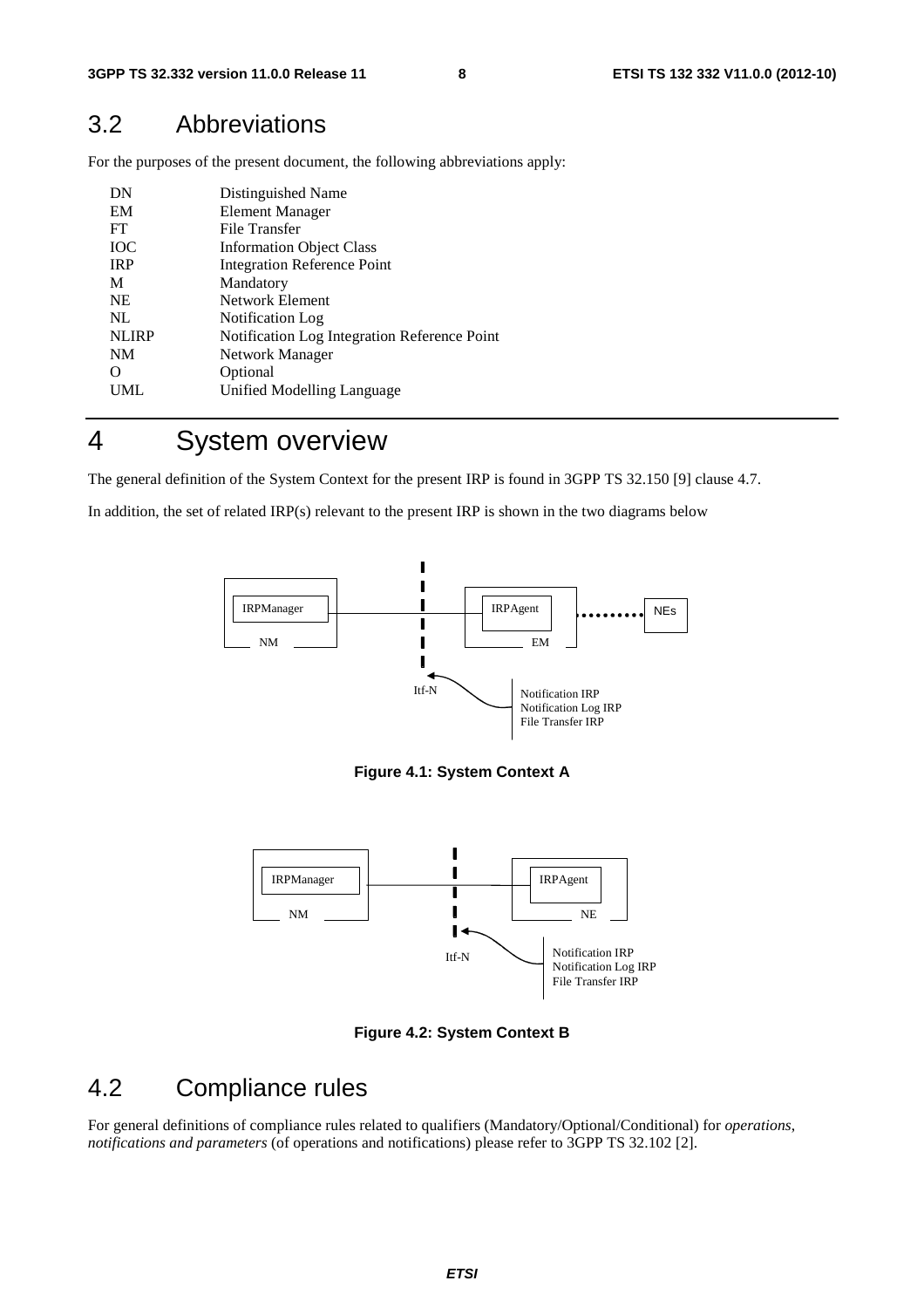## 3.2 Abbreviations

For the purposes of the present document, the following abbreviations apply:

| | |
|---|---|
| DN | Distinguished Name |
| EM | Element Manager |
| FT | File Transfer |
| IOC | Information Object Class |
| IRP | Integration Reference Point |
| M | Mandatory |
| NE | Network Element |
| NL | Notification Log |
| NLIRP | Notification Log Integration Reference Point |
| NM | Network Manager |
| O | Optional |
| UML | Unified Modelling Language |

# 4 System overview

The general definition of the System Context for the present IRP is found in 3GPP TS 32.150 [9] clause 4.7.

In addition, the set of related IRP(s) relevant to the present IRP is shown in the two diagrams below

**Figure 4.1: System Context A**

**Figure 4.2: System Context B**

## 4.2 Compliance rules

For general definitions of compliance rules related to qualifiers (Mandatory/Optional/Conditional) for *operations, notifications and parameters* (of operations and notifications) please refer to 3GPP TS 32.102 [2].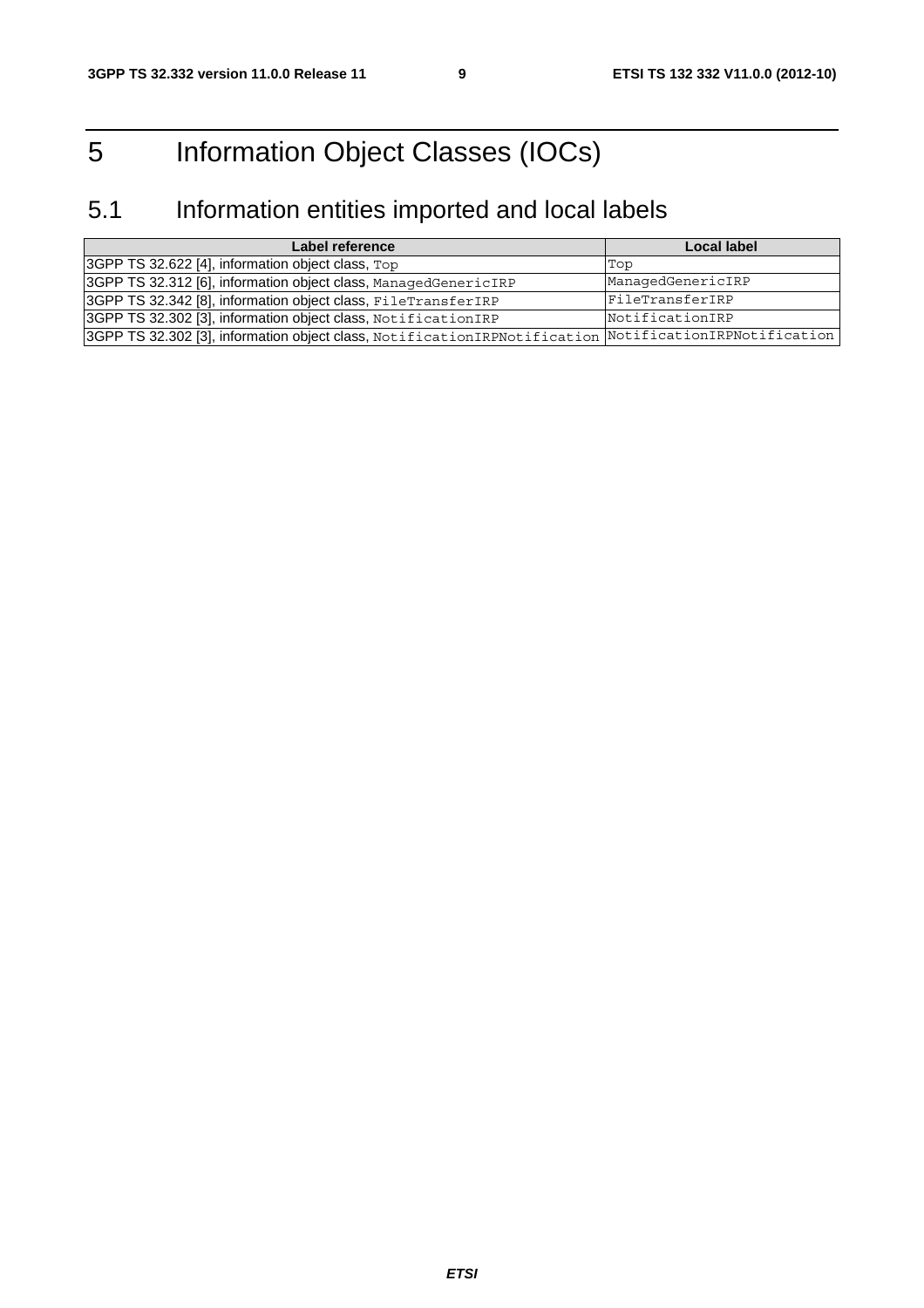# 5 Information Object Classes (IOCs)

## 5.1 Information entities imported and local labels

| Label reference | Local label |
|---|---|
| 3GPP TS 32.622 [4], information object class, Top | Top |
| 3GPP TS 32.312 [6], information object class, ManagedGenericIRP | ManagedGenericIRP |
| 3GPP TS 32.342 [8], information object class, FileTransferIRP | FileTransferIRP |
| 3GPP TS 32.302 [3], information object class, NotificationIRP | NotificationIRP |
| 3GPP TS 32.302 [3], information object class, NotificationIRPNotification | NotificationIRPNotification |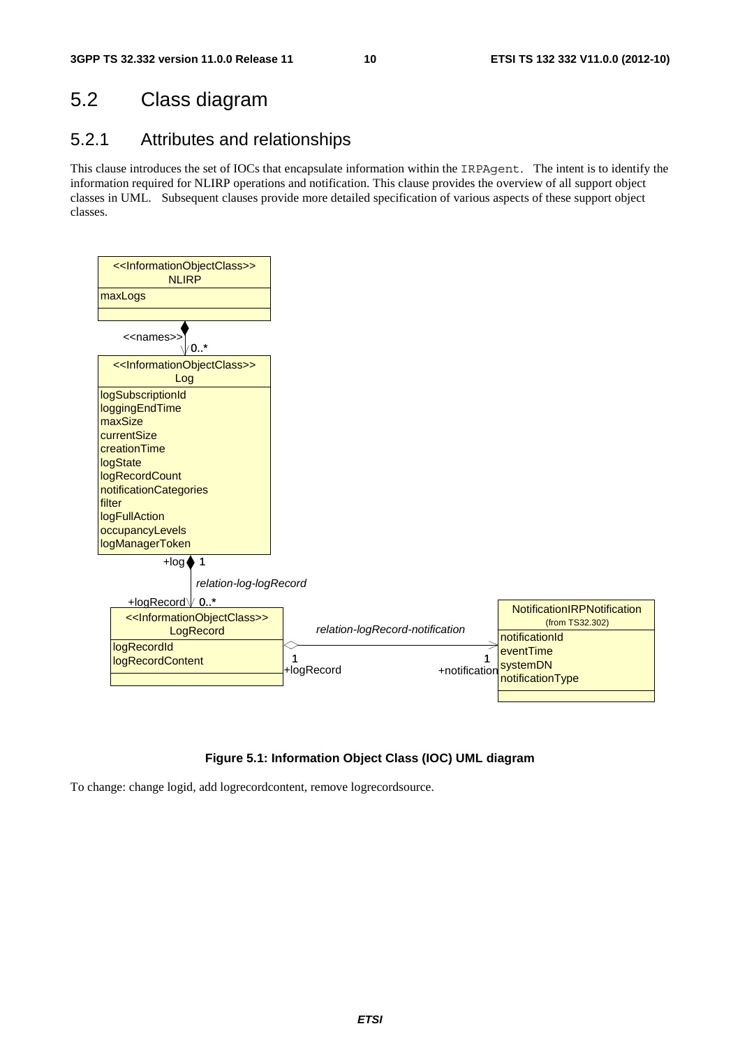## 5.2 Class diagram

### 5.2.1 Attributes and relationships

This clause introduces the set of IOCs that encapsulate information within the IRPAgent. The intent is to identify the information required for NLIRP operations and notification. This clause provides the overview of all support object classes in UML. Subsequent clauses provide more detailed specification of various aspects of these support object classes.

**Figure 5.1: Information Object Class (IOC) UML diagram**

To change: change logid, add logrecordcontent, remove logrecordsource.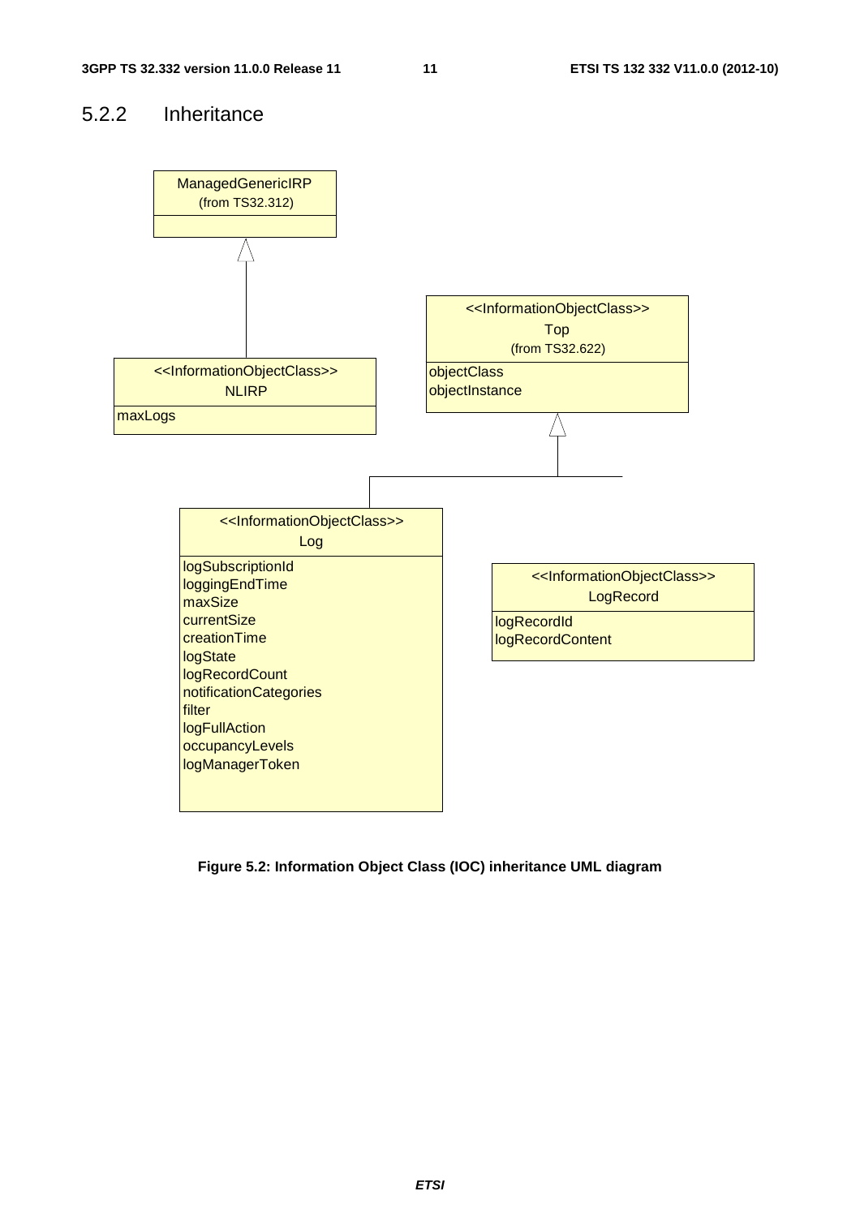### 5.2.2 Inheritance

ManagedGenericIRP
(from TS32.312)

<<InformationObjectClass>>
NLIRP

maxLogs

<<InformationObjectClass>>
Top
(from TS32.622)

objectClass
objectInstance

<<InformationObjectClass>>
Log

logSubscriptionId
loggingEndTime
maxSize
currentSize
creationTime
logState
logRecordCount
notificationCategories
filter
logFullAction
occupancyLevels
logManagerToken

<<InformationObjectClass>>
LogRecord

logRecordId
logRecordContent

**Figure 5.2: Information Object Class (IOC) inheritance UML diagram**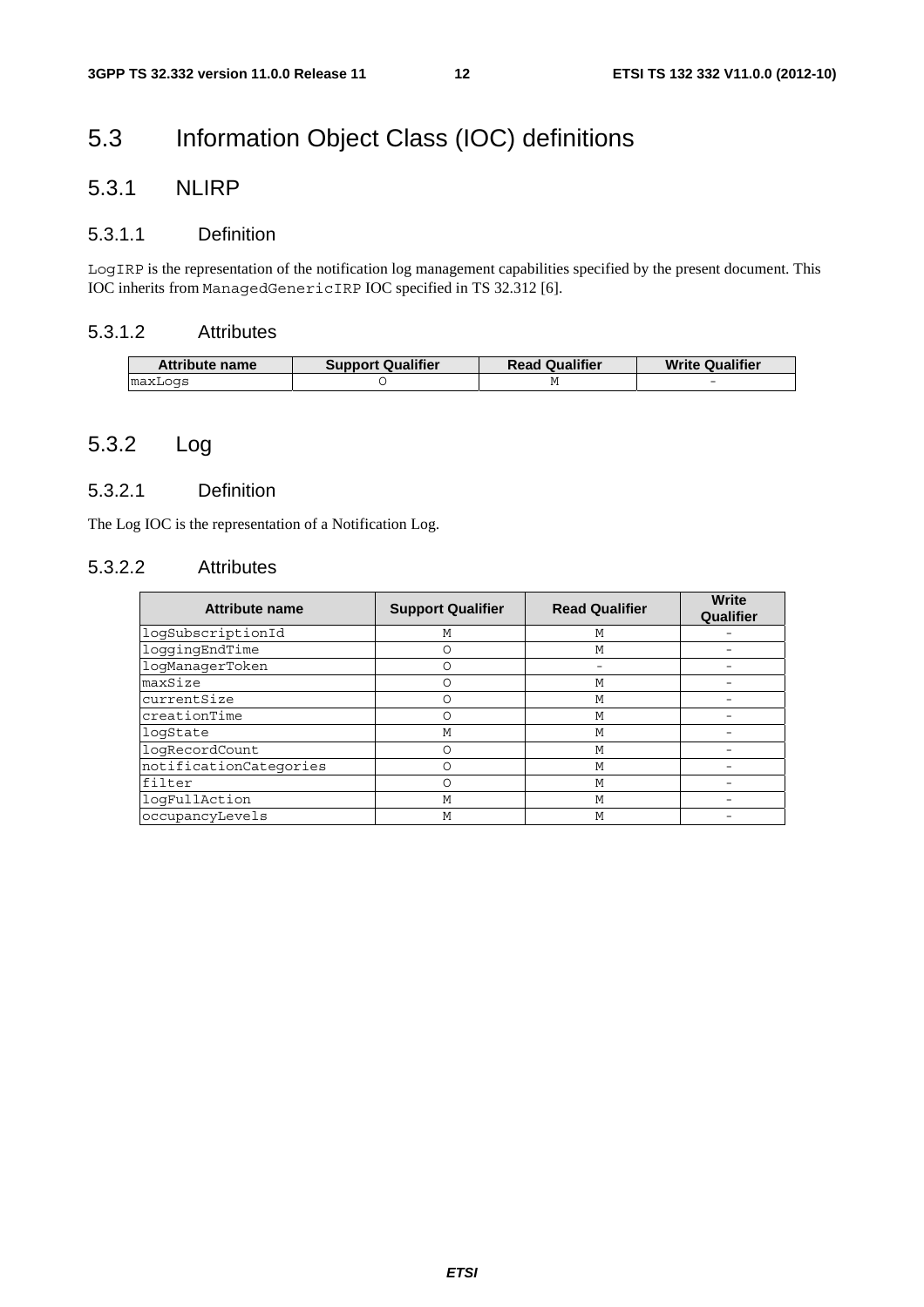# 5.3 Information Object Class (IOC) definitions

## 5.3.1 NLIRP

### 5.3.1.1 Definition

`LogIRP` is the representation of the notification log management capabilities specified by the present document. This IOC inherits from `ManagedGenericIRP` IOC specified in TS 32.312 [6].

### 5.3.1.2 Attributes

| Attribute name | Support Qualifier | Read Qualifier | Write Qualifier |
|---|---|---|---|
| maxLogs | O | M | - |

## 5.3.2 Log

### 5.3.2.1 Definition

The Log IOC is the representation of a Notification Log.

### 5.3.2.2 Attributes

| Attribute name | Support Qualifier | Read Qualifier | Write Qualifier |
|---|---|---|---|
| logSubscriptionId | M | M | - |
| loggingEndTime | O | M | - |
| logManagerToken | O | - | - |
| maxSize | O | M | - |
| currentSize | O | M | - |
| creationTime | O | M | - |
| logState | M | M | - |
| logRecordCount | O | M | - |
| notificationCategories | O | M | - |
| filter | O | M | - |
| logFullAction | M | M | - |
| occupancyLevels | M | M | - |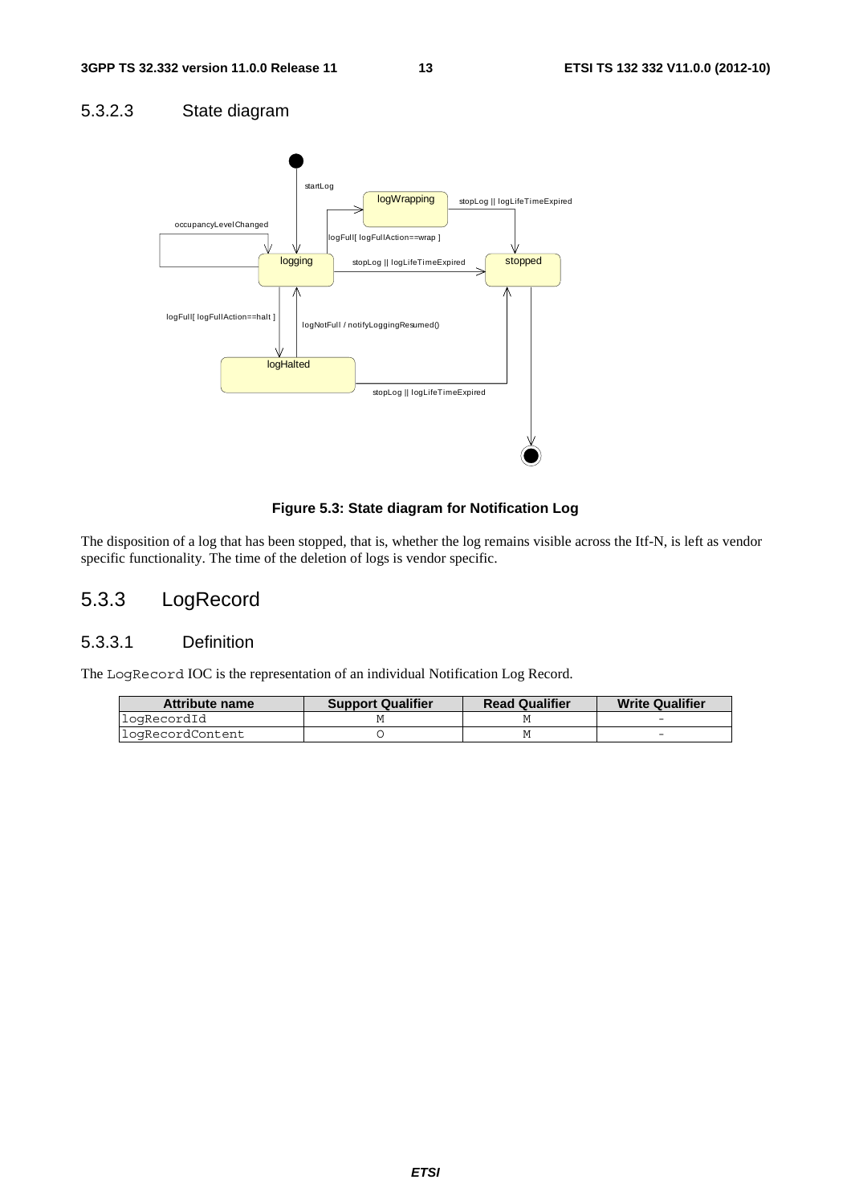#### 5.3.2.3 State diagram

**Figure 5.3: State diagram for Notification Log**

The disposition of a log that has been stopped, that is, whether the log remains visible across the Itf-N, is left as vendor specific functionality. The time of the deletion of logs is vendor specific.

### 5.3.3 LogRecord

#### 5.3.3.1 Definition

The `LogRecord` IOC is the representation of an individual Notification Log Record.

| Attribute name | Support Qualifier | Read Qualifier | Write Qualifier |
|---|---|---|---|
| logRecordId | M | M | - |
| logRecordContent | O | M | - |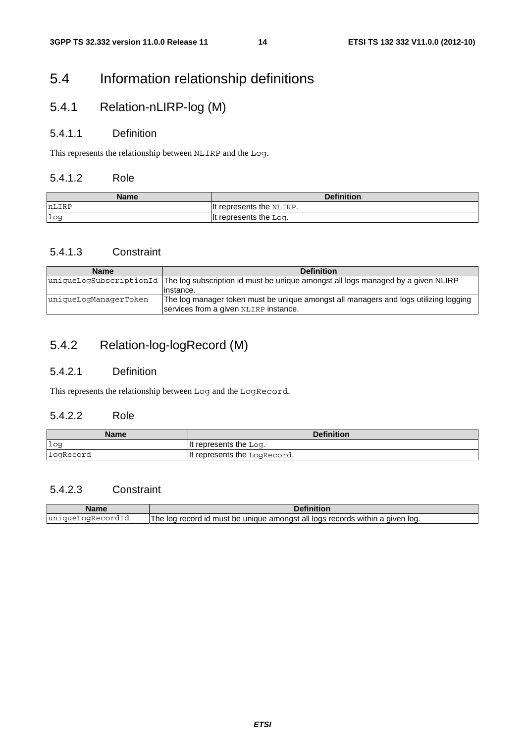# 5.4 Information relationship definitions

## 5.4.1 Relation-nLIRP-log (M)

### 5.4.1.1 Definition

This represents the relationship between `NLIRP` and the `Log`.

### 5.4.1.2 Role

| Name | Definition |
| --- | --- |
| `nLIRP` | It represents the `NLIRP`. |
| `log` | It represents the `Log`. |

### 5.4.1.3 Constraint

| Name | Definition |
| --- | --- |
| `uniqueLogSubscriptionId` | The log subscription id must be unique amongst all logs managed by a given NLIRP instance. |
| `uniqueLogManagerToken` | The log manager token must be unique amongst all managers and logs utilizing logging services from a given `NLIRP` instance. |

## 5.4.2 Relation-log-logRecord (M)

### 5.4.2.1 Definition

This represents the relationship between `Log` and the `LogRecord`.

### 5.4.2.2 Role

| Name | Definition |
| --- | --- |
| `log` | It represents the `Log`. |
| `logRecord` | It represents the `LogRecord`. |

### 5.4.2.3 Constraint

| Name | Definition |
| --- | --- |
| `uniqueLogRecordId` | The log record id must be unique amongst all logs records within a given log. |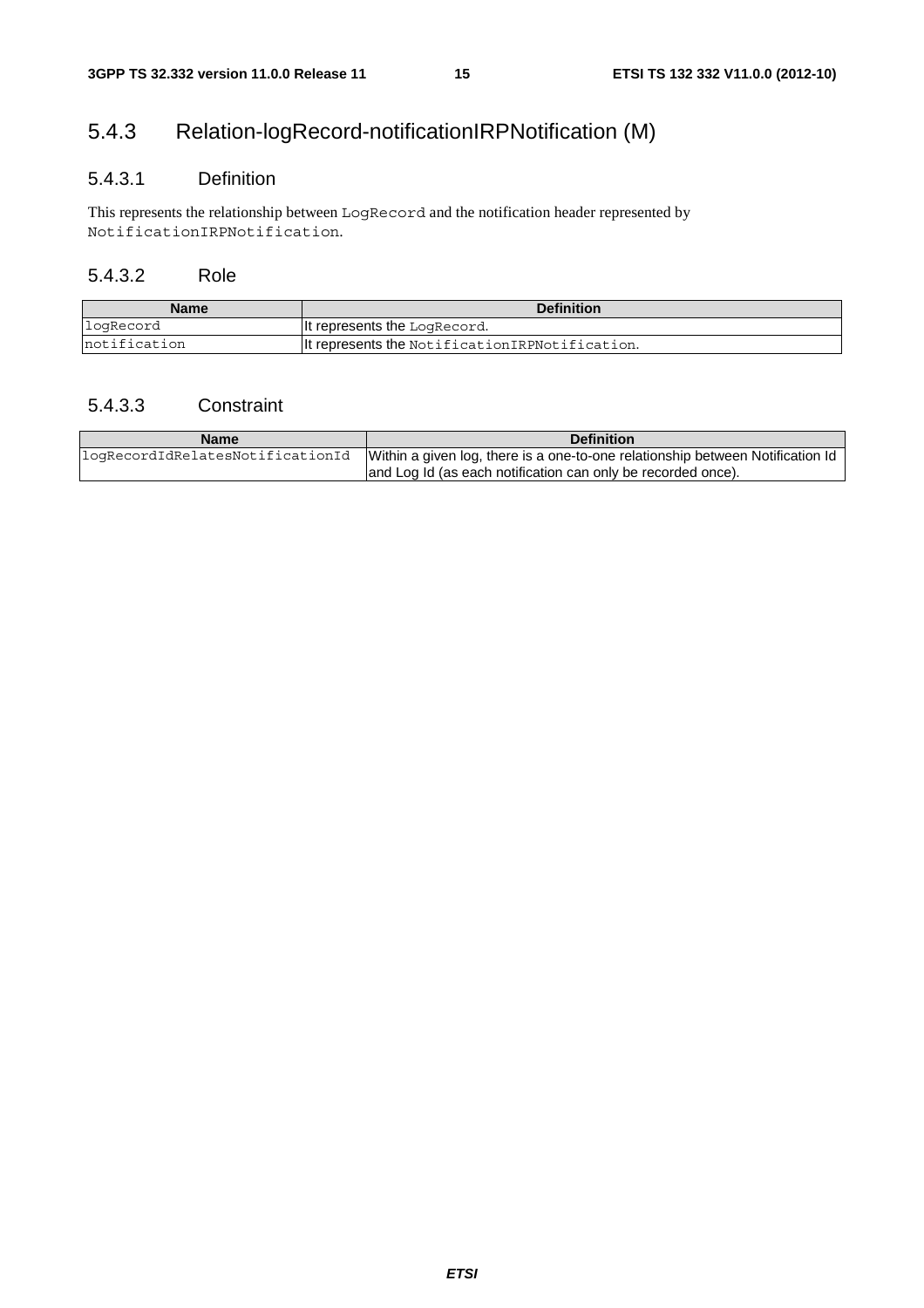### 5.4.3 Relation-logRecord-notificationIRPNotification (M)

#### 5.4.3.1 Definition

This represents the relationship between `LogRecord` and the notification header represented by `NotificationIRPNotification`.

#### 5.4.3.2 Role

| Name | Definition |
|---|---|
| `logRecord` | It represents the `LogRecord`. |
| `notification` | It represents the `NotificationIRPNotification`. |

#### 5.4.3.3 Constraint

| Name | Definition |
|---|---|
| `logRecordIdRelatesNotificationId` | Within a given log, there is a one-to-one relationship between Notification Id and Log Id (as each notification can only be recorded once). |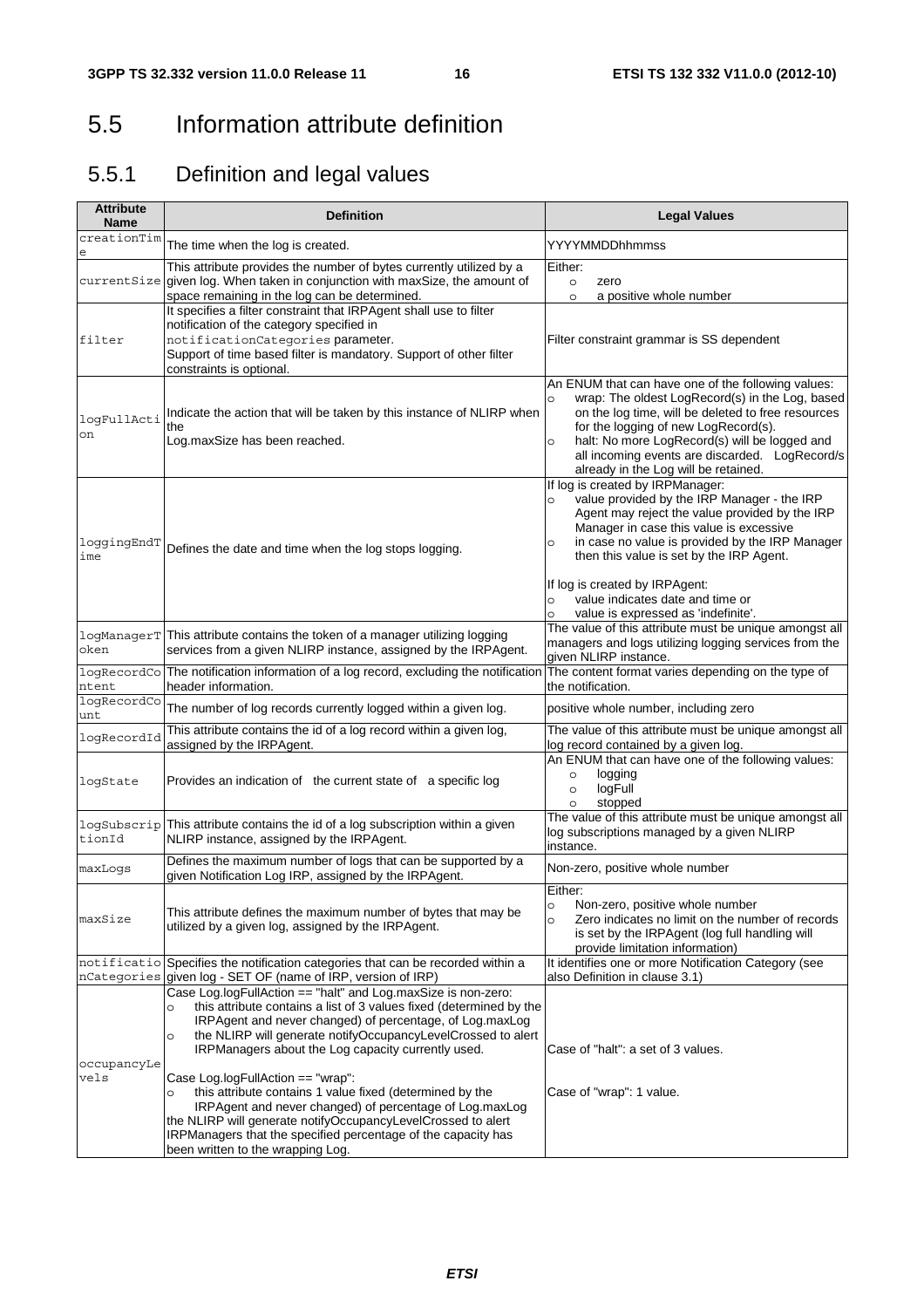# 5.5 Information attribute definition

## 5.5.1 Definition and legal values

| Attribute Name | Definition | Legal Values |
| --- | --- | --- |
| creationTime | The time when the log is created. | YYYYMMDDhhmmss |
| currentSize | This attribute provides the number of bytes currently utilized by a given log. When taken in conjunction with maxSize, the amount of space remaining in the log can be determined. | Either:<br>○ zero<br>○ a positive whole number |
| filter | It specifies a filter constraint that IRPAgent shall use to filter notification of the category specified in notificationCategories parameter.<br>Support of time based filter is mandatory. Support of other filter constraints is optional. | Filter constraint grammar is SS dependent |
| logFullAction | Indicate the action that will be taken by this instance of NLIRP when the<br>Log.maxSize has been reached. | An ENUM that can have one of the following values:<br>○ wrap: The oldest LogRecord(s) in the Log, based on the log time, will be deleted to free resources for the logging of new LogRecord(s).<br>○ halt: No more LogRecord(s) will be logged and all incoming events are discarded. LogRecord/s already in the Log will be retained. |
| loggingEndTime | Defines the date and time when the log stops logging. | If log is created by IRPManager:<br>○ value provided by the IRP Manager - the IRP Agent may reject the value provided by the IRP Manager in case this value is excessive<br>○ in case no value is provided by the IRP Manager then this value is set by the IRP Agent.<br><br>If log is created by IRPAgent:<br>○ value indicates date and time or<br>○ value is expressed as 'indefinite'. |
| logManagerToken | This attribute contains the token of a manager utilizing logging services from a given NLIRP instance, assigned by the IRPAgent. | The value of this attribute must be unique amongst all managers and logs utilizing logging services from the given NLIRP instance. |
| logRecordContent | The notification information of a log record, excluding the notification header information. | The content format varies depending on the type of the notification. |
| logRecordCount | The number of log records currently logged within a given log. | positive whole number, including zero |
| logRecordId | This attribute contains the id of a log record within a given log, assigned by the IRPAgent. | The value of this attribute must be unique amongst all log record contained by a given log. |
| logState | Provides an indication of the current state of a specific log | An ENUM that can have one of the following values:<br>○ logging<br>○ logFull<br>○ stopped |
| logSubscriptionId | This attribute contains the id of a log subscription within a given NLIRP instance, assigned by the IRPAgent. | The value of this attribute must be unique amongst all log subscriptions managed by a given NLIRP instance. |
| maxLogs | Defines the maximum number of logs that can be supported by a given Notification Log IRP, assigned by the IRPAgent. | Non-zero, positive whole number |
| maxSize | This attribute defines the maximum number of bytes that may be utilized by a given log, assigned by the IRPAgent. | Either:<br>○ Non-zero, positive whole number<br>○ Zero indicates no limit on the number of records is set by the IRPAgent (log full handling will provide limitation information) |
| notificationCategories | Specifies the notification categories that can be recorded within a given log - SET OF (name of IRP, version of IRP) | It identifies one or more Notification Category (see also Definition in clause 3.1) |
| occupancyLevels | Case Log.logFullAction == "halt" and Log.maxSize is non-zero:<br>○ this attribute contains a list of 3 values fixed (determined by the IRPAgent and never changed) of percentage, of Log.maxLog<br>○ the NLIRP will generate notifyOccupancyLevelCrossed to alert IRPManagers about the Log capacity currently used.<br><br>Case Log.logFullAction == "wrap":<br>○ this attribute contains 1 value fixed (determined by the IRPAgent and never changed) of percentage of Log.maxLog<br>the NLIRP will generate notifyOccupancyLevelCrossed to alert IRPManagers that the specified percentage of the capacity has been written to the wrapping Log. | Case of "halt": a set of 3 values.<br><br>Case of "wrap": 1 value. |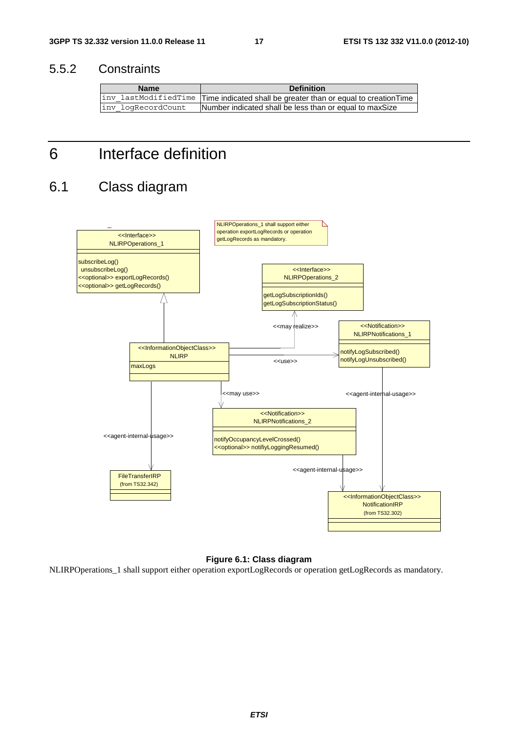### 5.5.2 Constraints

| Name | Definition |
|---|---|
| inv_lastModifiedTime | Time indicated shall be greater than or equal to creationTime |
| inv_logRecordCount | Number indicated shall be less than or equal to maxSize |

# 6 Interface definition

## 6.1 Class diagram

**Figure 6.1: Class diagram**

NLIRPOperations_1 shall support either operation exportLogRecords or operation getLogRecords as mandatory.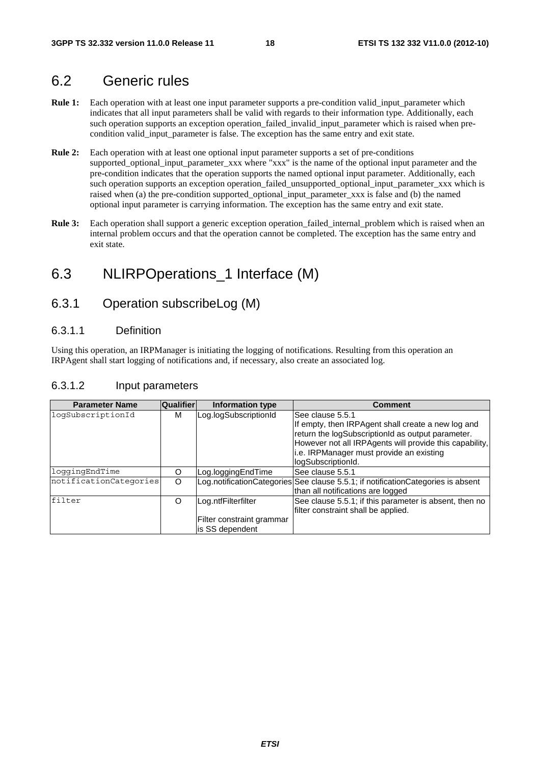## 6.2 Generic rules

**Rule 1:** Each operation with at least one input parameter supports a pre-condition valid_input_parameter which indicates that all input parameters shall be valid with regards to their information type. Additionally, each such operation supports an exception operation_failed_invalid_input_parameter which is raised when pre-condition valid_input_parameter is false. The exception has the same entry and exit state.

**Rule 2:** Each operation with at least one optional input parameter supports a set of pre-conditions supported_optional_input_parameter_xxx where "xxx" is the name of the optional input parameter and the pre-condition indicates that the operation supports the named optional input parameter. Additionally, each such operation supports an exception operation_failed_unsupported_optional_input_parameter_xxx which is raised when (a) the pre-condition supported_optional_input_parameter_xxx is false and (b) the named optional input parameter is carrying information. The exception has the same entry and exit state.

**Rule 3:** Each operation shall support a generic exception operation_failed_internal_problem which is raised when an internal problem occurs and that the operation cannot be completed. The exception has the same entry and exit state.

## 6.3 NLIRPOperations_1 Interface (M)

### 6.3.1 Operation subscribeLog (M)

#### 6.3.1.1 Definition

Using this operation, an IRPManager is initiating the logging of notifications. Resulting from this operation an IRPAgent shall start logging of notifications and, if necessary, also create an associated log.

#### 6.3.1.2 Input parameters

| Parameter Name | Qualifier | Information type | Comment |
|---|---|---|---|
| logSubscriptionId | M | Log.logSubscriptionId | See clause 5.5.1<br>If empty, then IRPAgent shall create a new log and return the logSubscriptionId as output parameter. However not all IRPAgents will provide this capability, i.e. IRPManager must provide an existing logSubscriptionId. |
| loggingEndTime | O | Log.loggingEndTime | See clause 5.5.1 |
| notificationCategories | O | Log.notificationCategories | See clause 5.5.1; if notificationCategories is absent than all notifications are logged |
| filter | O | Log.ntfFilterfilter<br><br>Filter constraint grammar is SS dependent | See clause 5.5.1; if this parameter is absent, then no filter constraint shall be applied. |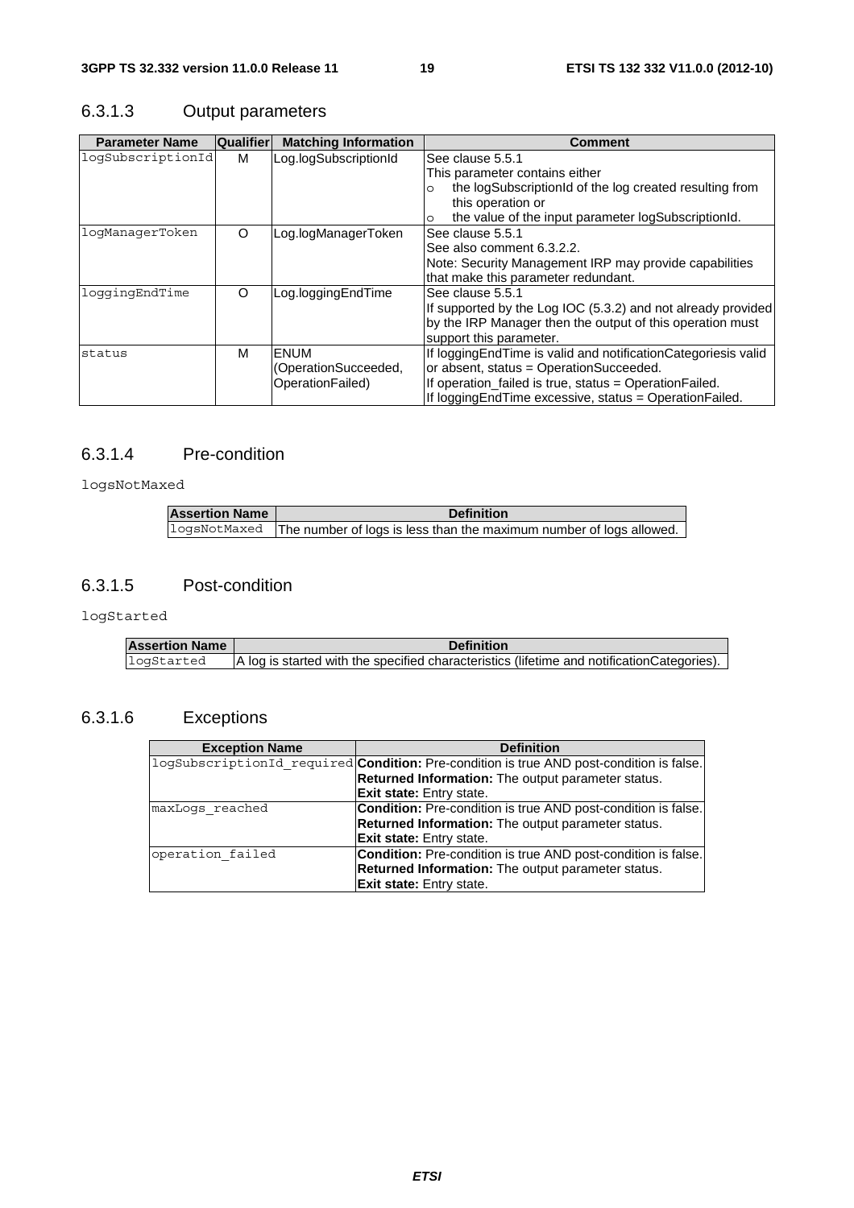#### 6.3.1.3 Output parameters

| Parameter Name | Qualifier | Matching Information | Comment |
|---|---|---|---|
| logSubscriptionId | M | Log.logSubscriptionId | See clause 5.5.1<br>This parameter contains either<br>o the logSubscriptionId of the log created resulting from this operation or<br>o the value of the input parameter logSubscriptionId. |
| logManagerToken | O | Log.logManagerToken | See clause 5.5.1<br>See also comment 6.3.2.2.<br>Note: Security Management IRP may provide capabilities that make this parameter redundant. |
| loggingEndTime | O | Log.loggingEndTime | See clause 5.5.1<br>If supported by the Log IOC (5.3.2) and not already provided by the IRP Manager then the output of this operation must support this parameter. |
| status | M | ENUM (OperationSucceeded, OperationFailed) | If loggingEndTime is valid and notificationCategoriesis valid or absent, status = OperationSucceeded.<br>If operation_failed is true, status = OperationFailed.<br>If loggingEndTime excessive, status = OperationFailed. |

#### 6.3.1.4 Pre-condition

logsNotMaxed

| Assertion Name | Definition |
|---|---|
| logsNotMaxed | The number of logs is less than the maximum number of logs allowed. |

#### 6.3.1.5 Post-condition

logStarted

| Assertion Name | Definition |
|---|---|
| logStarted | A log is started with the specified characteristics (lifetime and notificationCategories). |

#### 6.3.1.6 Exceptions

| Exception Name | Definition |
|---|---|
| logSubscriptionId_required | **Condition:** Pre-condition is true AND post-condition is false.<br>**Returned Information:** The output parameter status.<br>**Exit state:** Entry state. |
| maxLogs_reached | **Condition:** Pre-condition is true AND post-condition is false.<br>**Returned Information:** The output parameter status.<br>**Exit state:** Entry state. |
| operation_failed | **Condition:** Pre-condition is true AND post-condition is false.<br>**Returned Information:** The output parameter status.<br>**Exit state:** Entry state. |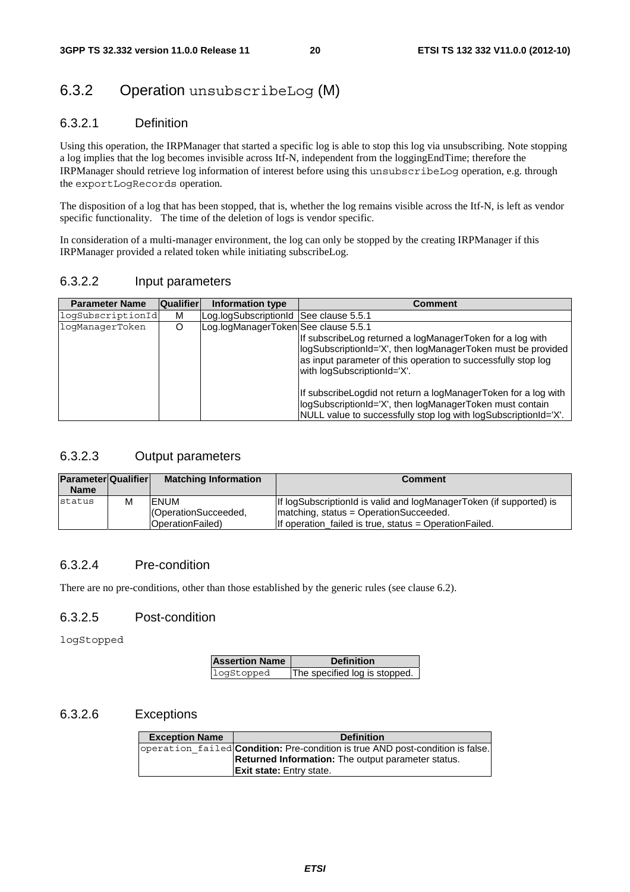## 6.3.2 Operation unsubscribeLog (M)

### 6.3.2.1 Definition

Using this operation, the IRPManager that started a specific log is able to stop this log via unsubscribing. Note stopping a log implies that the log becomes invisible across Itf-N, independent from the loggingEndTime; therefore the IRPManager should retrieve log information of interest before using this unsubscribeLog operation, e.g. through the exportLogRecords operation.

The disposition of a log that has been stopped, that is, whether the log remains visible across the Itf-N, is left as vendor specific functionality. The time of the deletion of logs is vendor specific.

In consideration of a multi-manager environment, the log can only be stopped by the creating IRPManager if this IRPManager provided a related token while initiating subscribeLog.

### 6.3.2.2 Input parameters

| Parameter Name | Qualifier | Information type | Comment |
|---|---|---|---|
| logSubscriptionId | M | Log.logSubscriptionId | See clause 5.5.1 |
| logManagerToken | O | Log.logManagerToken | See clause 5.5.1<br>If subscribeLog returned a logManagerToken for a log with logSubscriptionId='X', then logManagerToken must be provided as input parameter of this operation to successfully stop log with logSubscriptionId='X'.<br><br>If subscribeLogdid not return a logManagerToken for a log with logSubscriptionId='X', then logManagerToken must contain NULL value to successfully stop log with logSubscriptionId='X'. |

### 6.3.2.3 Output parameters

| Parameter Name | Qualifier | Matching Information | Comment |
|---|---|---|---|
| status | M | ENUM (OperationSucceeded, OperationFailed) | If logSubscriptionId is valid and logManagerToken (if supported) is matching, status = OperationSucceeded.<br>If operation_failed is true, status = OperationFailed. |

### 6.3.2.4 Pre-condition

There are no pre-conditions, other than those established by the generic rules (see clause 6.2).

### 6.3.2.5 Post-condition

logStopped

| Assertion Name | Definition |
|---|---|
| logStopped | The specified log is stopped. |

### 6.3.2.6 Exceptions

| Exception Name | Definition |
|---|---|
| operation_failed | **Condition:** Pre-condition is true AND post-condition is false.<br>**Returned Information:** The output parameter status.<br>**Exit state:** Entry state. |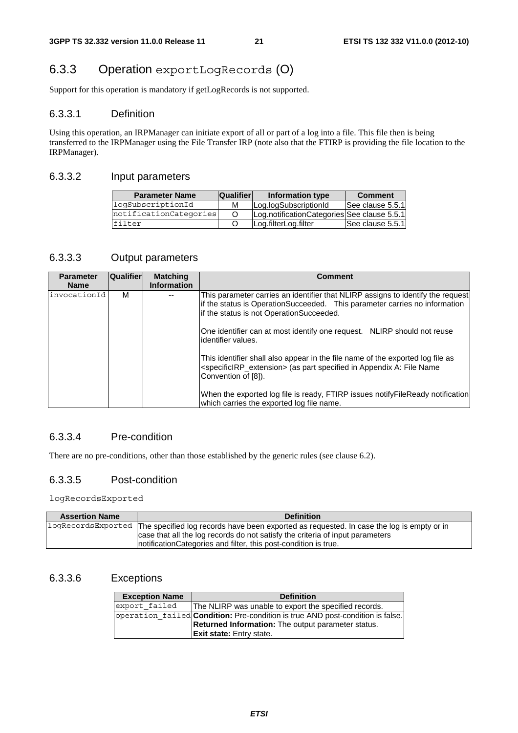## 6.3.3 Operation exportLogRecords (O)

Support for this operation is mandatory if getLogRecords is not supported.

### 6.3.3.1 Definition

Using this operation, an IRPManager can initiate export of all or part of a log into a file. This file then is being transferred to the IRPManager using the File Transfer IRP (note also that the FTIRP is providing the file location to the IRPManager).

### 6.3.3.2 Input parameters

| Parameter Name | Qualifier | Information type | Comment |
| --- | --- | --- | --- |
| logSubscriptionId | M | Log.logSubscriptionId | See clause 5.5.1 |
| notificationCategories | O | Log.notificationCategories | See clause 5.5.1 |
| filter | O | Log.filterLog.filter | See clause 5.5.1 |

### 6.3.3.3 Output parameters

| Parameter Name | Qualifier | Matching Information | Comment |
| --- | --- | --- | --- |
| invocationId | M | -- | This parameter carries an identifier that NLIRP assigns to identify the request if the status is OperationSucceeded. This parameter carries no information if the status is not OperationSucceeded.<br><br>One identifier can at most identify one request. NLIRP should not reuse identifier values.<br><br>This identifier shall also appear in the file name of the exported log file as <specificIRP_extension> (as part specified in Appendix A: File Name Convention of [8]).<br><br>When the exported log file is ready, FTIRP issues notifyFileReady notification which carries the exported log file name. |

### 6.3.3.4 Pre-condition

There are no pre-conditions, other than those established by the generic rules (see clause 6.2).

### 6.3.3.5 Post-condition

logRecordsExported

| Assertion Name | Definition |
| --- | --- |
| logRecordsExported | The specified log records have been exported as requested. In case the log is empty or in case that all the log records do not satisfy the criteria of input parameters notificationCategories and filter, this post-condition is true. |

### 6.3.3.6 Exceptions

| Exception Name | Definition |
| --- | --- |
| export_failed | The NLIRP was unable to export the specified records. |
| operation_failed | **Condition:** Pre-condition is true AND post-condition is false.<br>**Returned Information:** The output parameter status.<br>**Exit state:** Entry state. |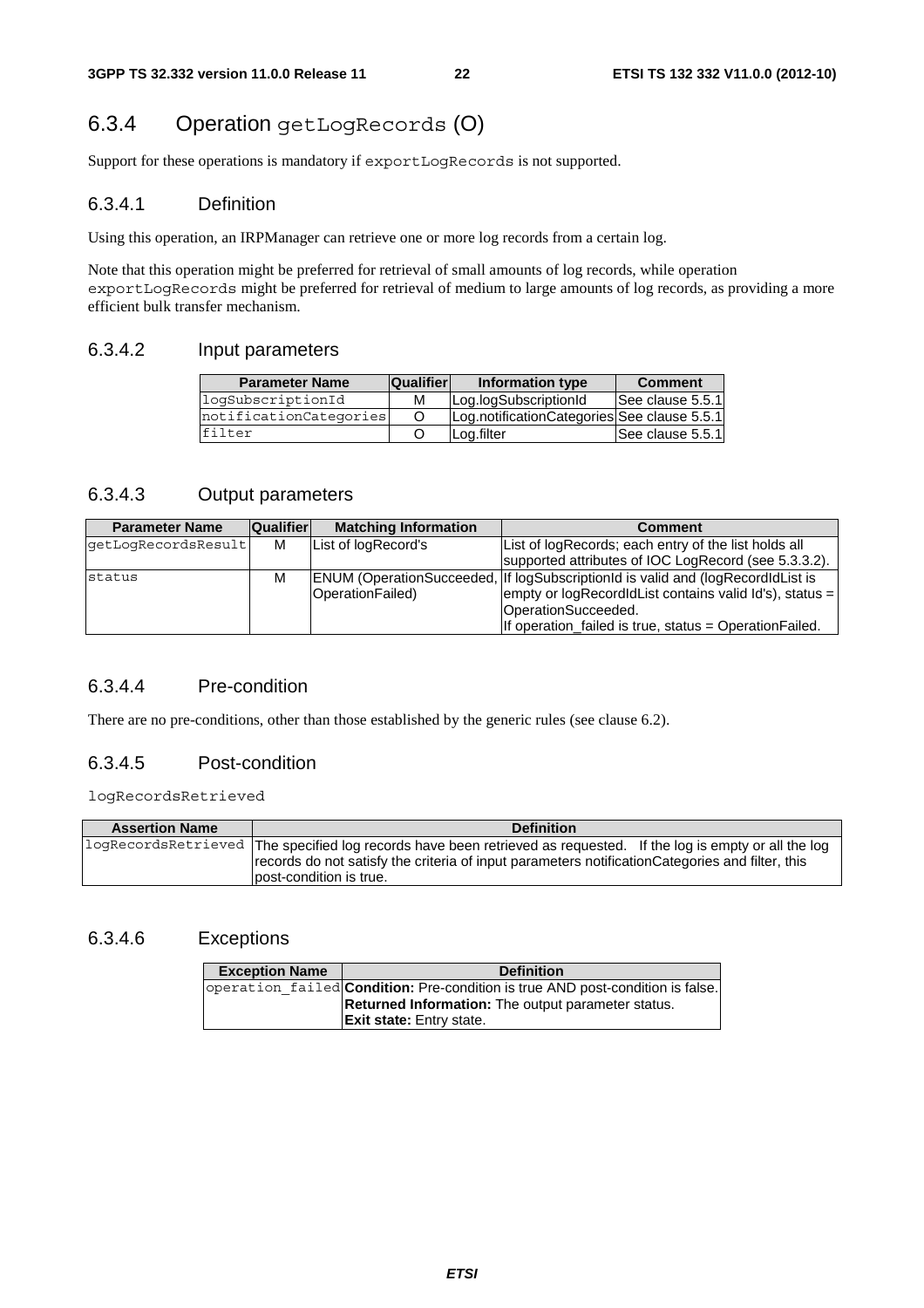## 6.3.4 Operation getLogRecords (O)

Support for these operations is mandatory if exportLogRecords is not supported.

### 6.3.4.1 Definition

Using this operation, an IRPManager can retrieve one or more log records from a certain log.

Note that this operation might be preferred for retrieval of small amounts of log records, while operation exportLogRecords might be preferred for retrieval of medium to large amounts of log records, as providing a more efficient bulk transfer mechanism.

### 6.3.4.2 Input parameters

| Parameter Name | Qualifier | Information type | Comment |
|---|---|---|---|
| logSubscriptionId | M | Log.logSubscriptionId | See clause 5.5.1 |
| notificationCategories | O | Log.notificationCategories | See clause 5.5.1 |
| filter | O | Log.filter | See clause 5.5.1 |

### 6.3.4.3 Output parameters

| Parameter Name | Qualifier | Matching Information | Comment |
|---|---|---|---|
| getLogRecordsResult | M | List of logRecord's | List of logRecords; each entry of the list holds all supported attributes of IOC LogRecord (see 5.3.3.2). |
| status | M | ENUM (OperationSucceeded, OperationFailed) | If logSubscriptionId is valid and (logRecordIdList is empty or logRecordIdList contains valid Id's), status = OperationSucceeded.<br>If operation_failed is true, status = OperationFailed. |

### 6.3.4.4 Pre-condition

There are no pre-conditions, other than those established by the generic rules (see clause 6.2).

### 6.3.4.5 Post-condition

logRecordsRetrieved

| Assertion Name | Definition |
|---|---|
| logRecordsRetrieved | The specified log records have been retrieved as requested. If the log is empty or all the log records do not satisfy the criteria of input parameters notificationCategories and filter, this post-condition is true. |

### 6.3.4.6 Exceptions

| Exception Name | Definition |
|---|---|
| operation_failed | **Condition:** Pre-condition is true AND post-condition is false.<br>**Returned Information:** The output parameter status.<br>**Exit state:** Entry state. |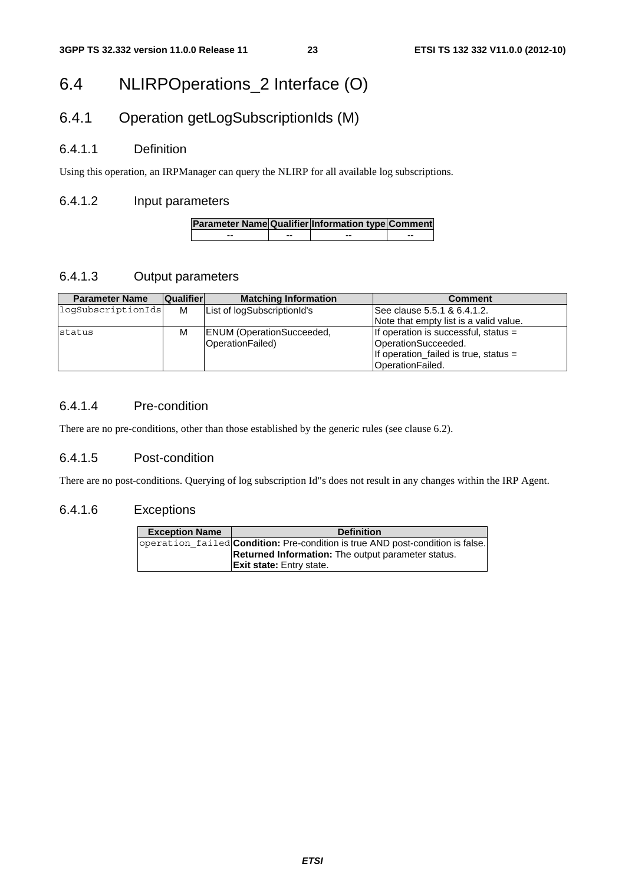# 6.4 NLIRPOperations_2 Interface (O)

## 6.4.1 Operation getLogSubscriptionIds (M)

### 6.4.1.1 Definition

Using this operation, an IRPManager can query the NLIRP for all available log subscriptions.

### 6.4.1.2 Input parameters

| Parameter Name | Qualifier | Information type | Comment |
|---|---|---|---|
| -- | -- | -- | -- |

### 6.4.1.3 Output parameters

| Parameter Name | Qualifier | Matching Information | Comment |
|---|---|---|---|
| logSubscriptionIds | M | List of logSubscriptionId's | See clause 5.5.1 & 6.4.1.2.<br>Note that empty list is a valid value. |
| status | M | ENUM (OperationSucceeded, OperationFailed) | If operation is successful, status = OperationSucceeded.<br>If operation_failed is true, status = OperationFailed. |

### 6.4.1.4 Pre-condition

There are no pre-conditions, other than those established by the generic rules (see clause 6.2).

### 6.4.1.5 Post-condition

There are no post-conditions. Querying of log subscription Id"s does not result in any changes within the IRP Agent.

### 6.4.1.6 Exceptions

| Exception Name | Definition |
|---|---|
| operation_failed | **Condition:** Pre-condition is true AND post-condition is false.<br>**Returned Information:** The output parameter status.<br>**Exit state:** Entry state. |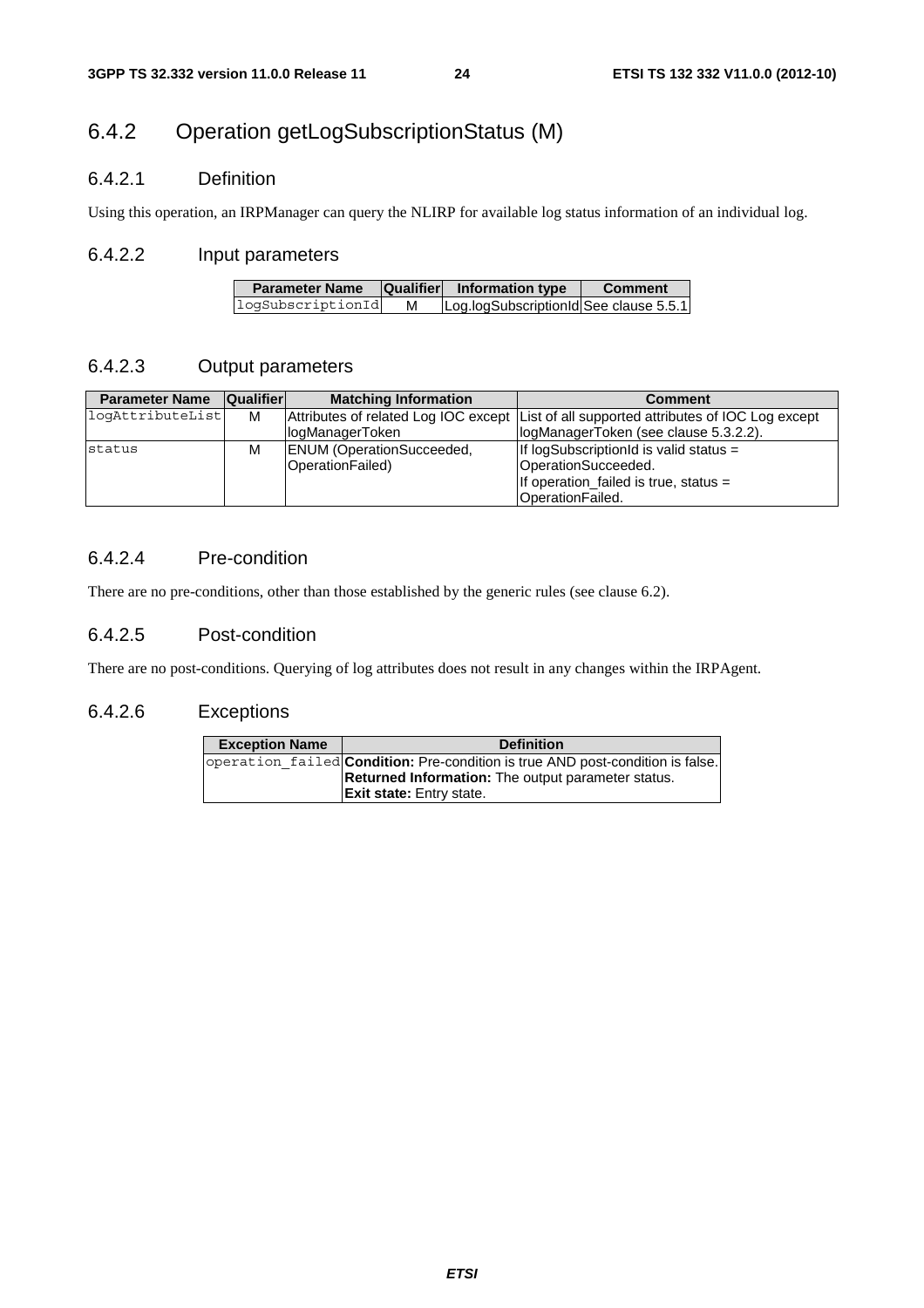## 6.4.2 Operation getLogSubscriptionStatus (M)

### 6.4.2.1 Definition

Using this operation, an IRPManager can query the NLIRP for available log status information of an individual log.

### 6.4.2.2 Input parameters

| Parameter Name | Qualifier | Information type | Comment |
|---|---|---|---|
| logSubscriptionId | M | Log.logSubscriptionId | See clause 5.5.1 |

### 6.4.2.3 Output parameters

| Parameter Name | Qualifier | Matching Information | Comment |
|---|---|---|---|
| logAttributeList | M | Attributes of related Log IOC except logManagerToken | List of all supported attributes of IOC Log except logManagerToken (see clause 5.3.2.2). |
| status | M | ENUM (OperationSucceeded, OperationFailed) | If logSubscriptionId is valid status = OperationSucceeded.<br>If operation_failed is true, status = OperationFailed. |

### 6.4.2.4 Pre-condition

There are no pre-conditions, other than those established by the generic rules (see clause 6.2).

### 6.4.2.5 Post-condition

There are no post-conditions. Querying of log attributes does not result in any changes within the IRPAgent.

### 6.4.2.6 Exceptions

| Exception Name | Definition |
|---|---|
| operation_failed | **Condition:** Pre-condition is true AND post-condition is false.<br>**Returned Information:** The output parameter status.<br>**Exit state:** Entry state. |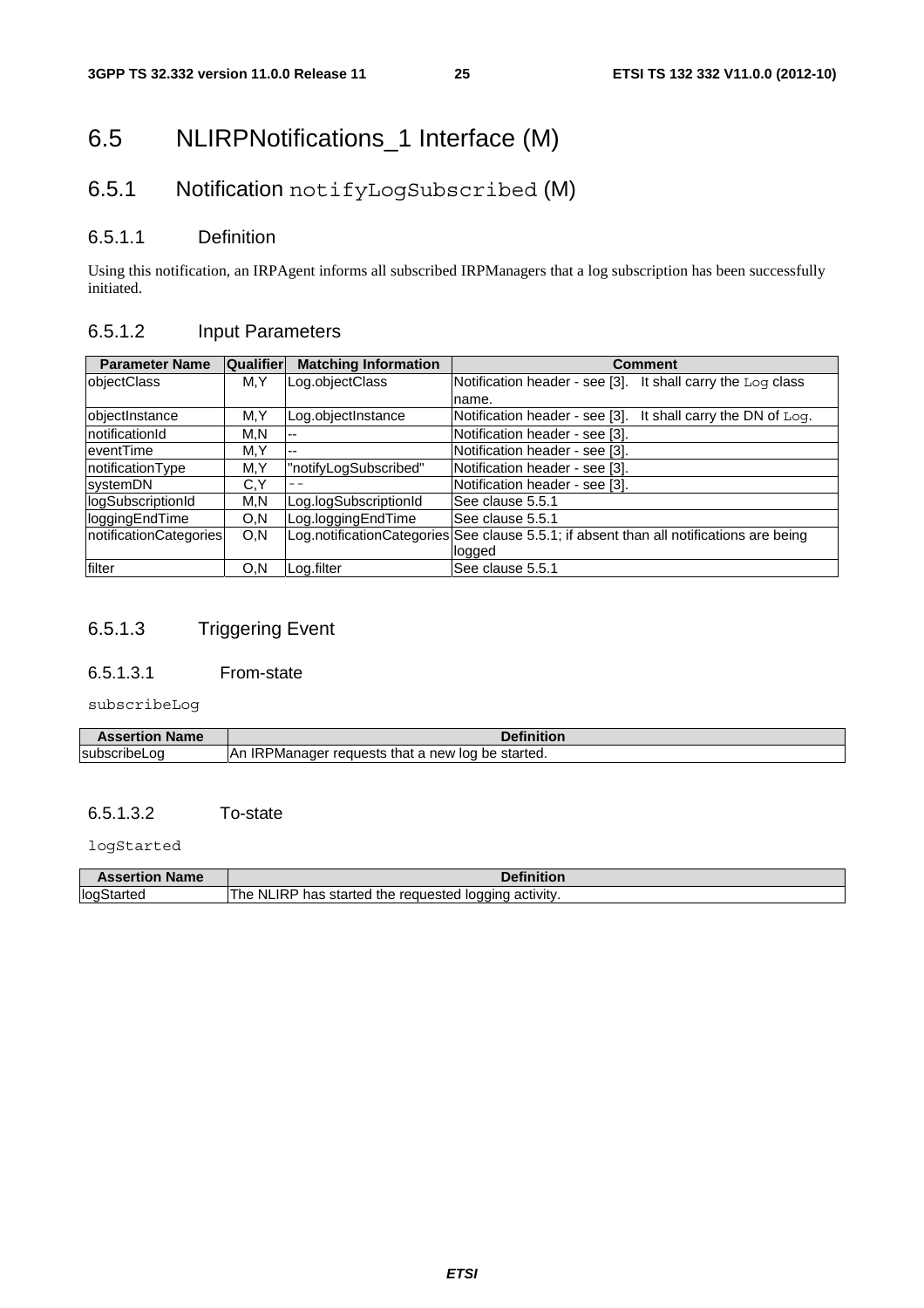# 6.5 NLIRPNotifications_1 Interface (M)

## 6.5.1 Notification `notifyLogSubscribed` (M)

### 6.5.1.1 Definition

Using this notification, an IRPAgent informs all subscribed IRPManagers that a log subscription has been successfully initiated.

### 6.5.1.2 Input Parameters

| Parameter Name | Qualifier | Matching Information | Comment |
|---|---|---|---|
| objectClass | M,Y | Log.objectClass | Notification header - see [3]. It shall carry the `Log` class name. |
| objectInstance | M,Y | Log.objectInstance | Notification header - see [3]. It shall carry the DN of `Log`. |
| notificationId | M,N | -- | Notification header - see [3]. |
| eventTime | M,Y | -- | Notification header - see [3]. |
| notificationType | M,Y | "notifyLogSubscribed" | Notification header - see [3]. |
| systemDN | C,Y | -- | Notification header - see [3]. |
| logSubscriptionId | M,N | Log.logSubscriptionId | See clause 5.5.1 |
| loggingEndTime | O,N | Log.loggingEndTime | See clause 5.5.1 |
| notificationCategories | O,N | Log.notificationCategories | See clause 5.5.1; if absent than all notifications are being logged |
| filter | O,N | Log.filter | See clause 5.5.1 |

### 6.5.1.3 Triggering Event

#### 6.5.1.3.1 From-state

`subscribeLog`

| Assertion Name | Definition |
|---|---|
| subscribeLog | An IRPManager requests that a new log be started. |

#### 6.5.1.3.2 To-state

`logStarted`

| Assertion Name | Definition |
|---|---|
| logStarted | The NLIRP has started the requested logging activity. |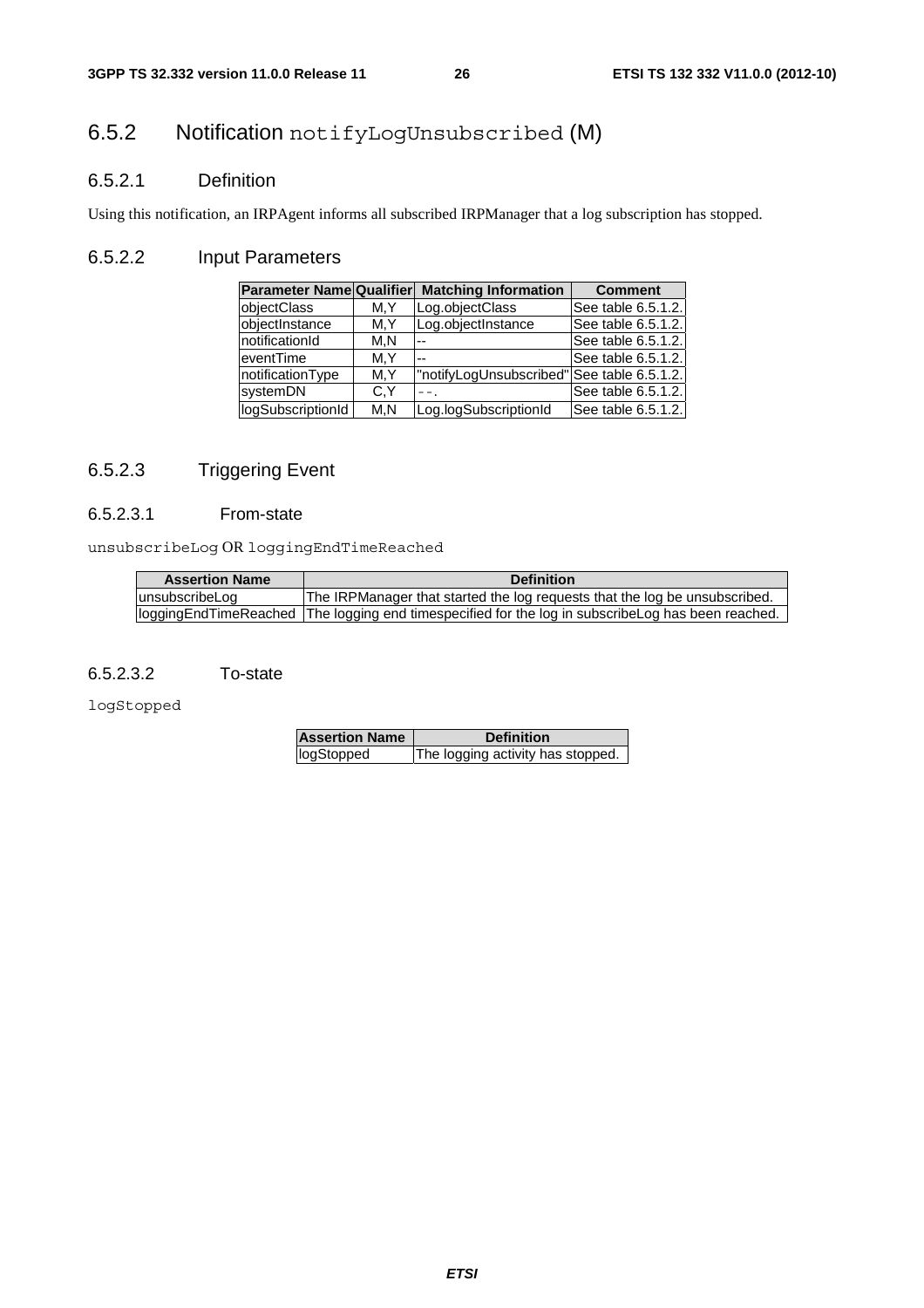## 6.5.2 Notification notifyLogUnsubscribed (M)

### 6.5.2.1 Definition

Using this notification, an IRPAgent informs all subscribed IRPManager that a log subscription has stopped.

### 6.5.2.2 Input Parameters

| Parameter Name | Qualifier | Matching Information | Comment |
|---|---|---|---|
| objectClass | M,Y | Log.objectClass | See table 6.5.1.2. |
| objectInstance | M,Y | Log.objectInstance | See table 6.5.1.2. |
| notificationId | M,N | -- | See table 6.5.1.2. |
| eventTime | M,Y | -- | See table 6.5.1.2. |
| notificationType | M,Y | "notifyLogUnsubscribed" | See table 6.5.1.2. |
| systemDN | C,Y | --. | See table 6.5.1.2. |
| logSubscriptionId | M,N | Log.logSubscriptionId | See table 6.5.1.2. |

### 6.5.2.3 Triggering Event

#### 6.5.2.3.1 From-state

unsubscribeLog OR loggingEndTimeReached

| Assertion Name | Definition |
|---|---|
| unsubscribeLog | The IRPManager that started the log requests that the log be unsubscribed. |
| loggingEndTimeReached | The logging end timespecified for the log in subscribeLog has been reached. |

#### 6.5.2.3.2 To-state

logStopped

| Assertion Name | Definition |
|---|---|
| logStopped | The logging activity has stopped. |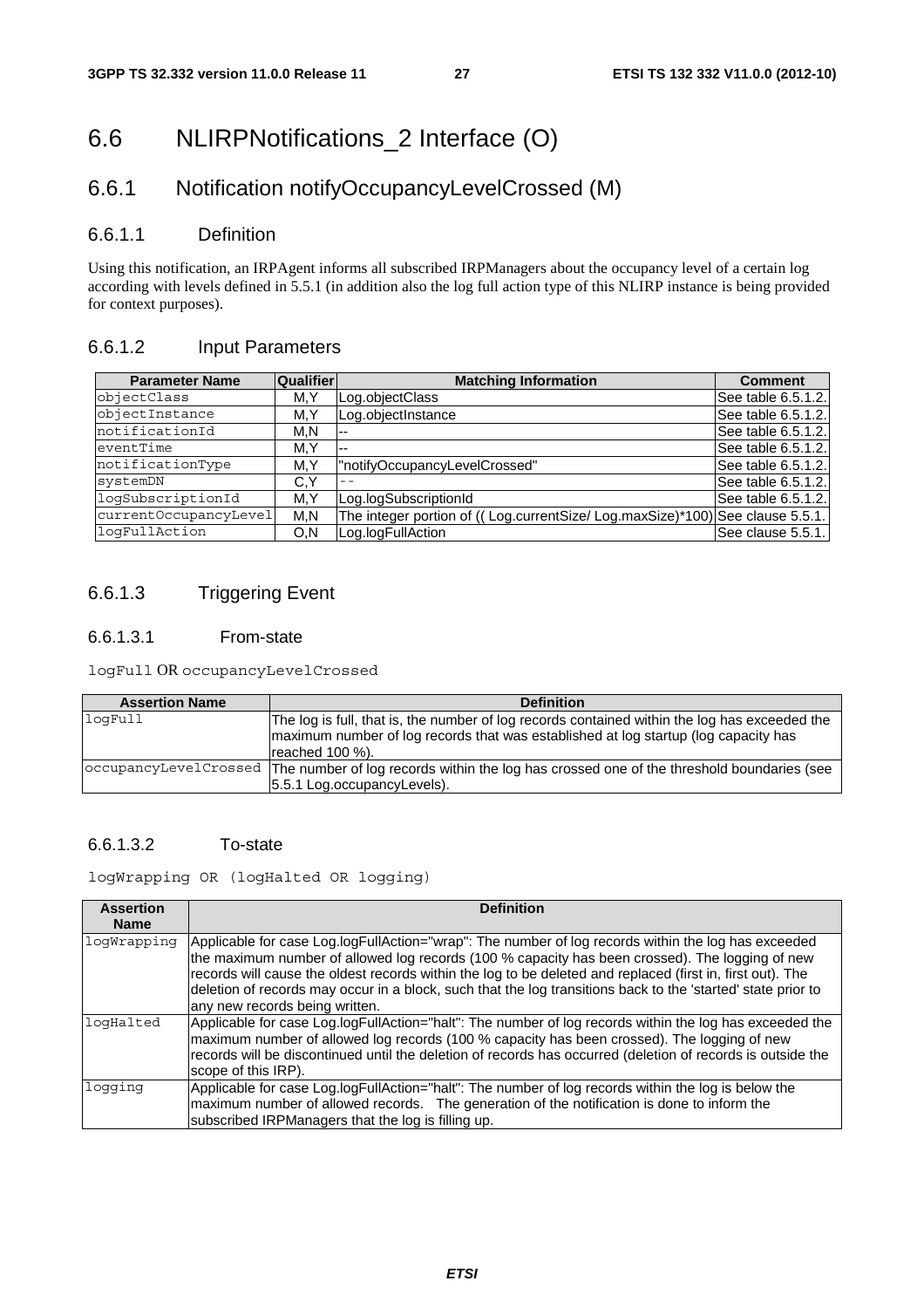# 6.6 NLIRPNotifications_2 Interface (O)

## 6.6.1 Notification notifyOccupancyLevelCrossed (M)

### 6.6.1.1 Definition

Using this notification, an IRPAgent informs all subscribed IRPManagers about the occupancy level of a certain log according with levels defined in 5.5.1 (in addition also the log full action type of this NLIRP instance is being provided for context purposes).

### 6.6.1.2 Input Parameters

| Parameter Name | Qualifier | Matching Information | Comment |
|---|---|---|---|
| objectClass | M,Y | Log.objectClass | See table 6.5.1.2. |
| objectInstance | M,Y | Log.objectInstance | See table 6.5.1.2. |
| notificationId | M,N | -- | See table 6.5.1.2. |
| eventTime | M,Y | -- | See table 6.5.1.2. |
| notificationType | M,Y | "notifyOccupancyLevelCrossed" | See table 6.5.1.2. |
| systemDN | C,Y | -- | See table 6.5.1.2. |
| logSubscriptionId | M,Y | Log.logSubscriptionId | See table 6.5.1.2. |
| currentOccupancyLevel | M,N | The integer portion of (( Log.currentSize/ Log.maxSize)*100) | See clause 5.5.1. |
| logFullAction | O,N | Log.logFullAction | See clause 5.5.1. |

### 6.6.1.3 Triggering Event

#### 6.6.1.3.1 From-state

logFull OR occupancyLevelCrossed

| Assertion Name | Definition |
|---|---|
| logFull | The log is full, that is, the number of log records contained within the log has exceeded the maximum number of log records that was established at log startup (log capacity has reached 100 %). |
| occupancyLevelCrossed | The number of log records within the log has crossed one of the threshold boundaries (see 5.5.1 Log.occupancyLevels). |

#### 6.6.1.3.2 To-state

logWrapping OR (logHalted OR logging)

| Assertion Name | Definition |
|---|---|
| logWrapping | Applicable for case Log.logFullAction="wrap": The number of log records within the log has exceeded the maximum number of allowed log records (100 % capacity has been crossed). The logging of new records will cause the oldest records within the log to be deleted and replaced (first in, first out). The deletion of records may occur in a block, such that the log transitions back to the 'started' state prior to any new records being written. |
| logHalted | Applicable for case Log.logFullAction="halt": The number of log records within the log has exceeded the maximum number of allowed log records (100 % capacity has been crossed). The logging of new records will be discontinued until the deletion of records has occurred (deletion of records is outside the scope of this IRP). |
| logging | Applicable for case Log.logFullAction="halt": The number of log records within the log is below the maximum number of allowed records. The generation of the notification is done to inform the subscribed IRPManagers that the log is filling up. |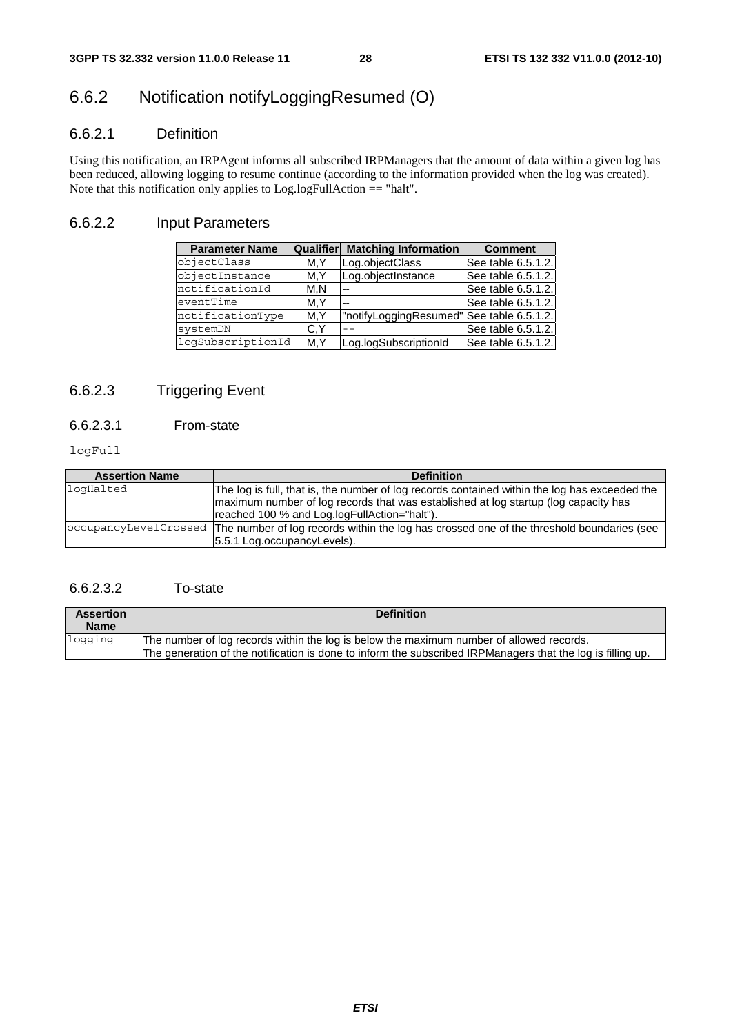## 6.6.2 Notification notifyLoggingResumed (O)

### 6.6.2.1 Definition

Using this notification, an IRPAgent informs all subscribed IRPManagers that the amount of data within a given log has been reduced, allowing logging to resume continue (according to the information provided when the log was created). Note that this notification only applies to Log.logFullAction == "halt".

### 6.6.2.2 Input Parameters

| Parameter Name | Qualifier | Matching Information | Comment |
|---|---|---|---|
| objectClass | M,Y | Log.objectClass | See table 6.5.1.2. |
| objectInstance | M,Y | Log.objectInstance | See table 6.5.1.2. |
| notificationId | M,N | -- | See table 6.5.1.2. |
| eventTime | M,Y | -- | See table 6.5.1.2. |
| notificationType | M,Y | "notifyLoggingResumed" | See table 6.5.1.2. |
| systemDN | C,Y | -- | See table 6.5.1.2. |
| logSubscriptionId | M,Y | Log.logSubscriptionId | See table 6.5.1.2. |

### 6.6.2.3 Triggering Event

#### 6.6.2.3.1 From-state

logFull

| Assertion Name | Definition |
|---|---|
| logHalted | The log is full, that is, the number of log records contained within the log has exceeded the maximum number of log records that was established at log startup (log capacity has reached 100 % and Log.logFullAction="halt"). |
| occupancyLevelCrossed | The number of log records within the log has crossed one of the threshold boundaries (see 5.5.1 Log.occupancyLevels). |

#### 6.6.2.3.2 To-state

| Assertion Name | Definition |
|---|---|
| logging | The number of log records within the log is below the maximum number of allowed records.<br>The generation of the notification is done to inform the subscribed IRPManagers that the log is filling up. |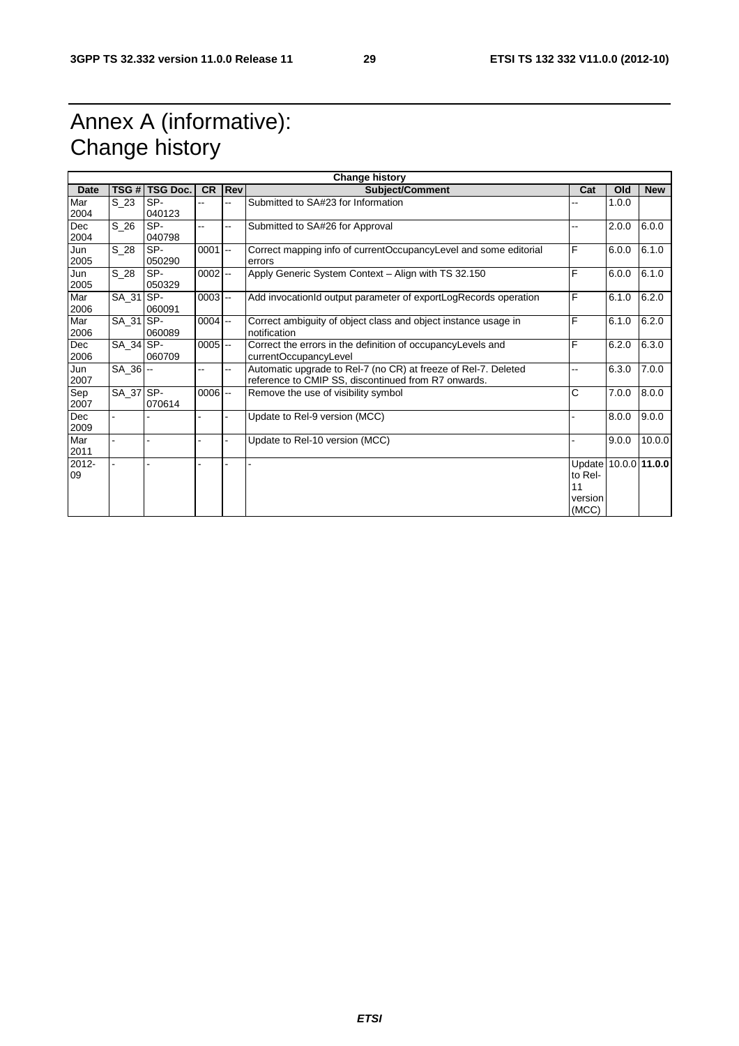# Annex A (informative): Change history

| Change history | | | | | | | | |
|---|---|---|---|---|---|---|---|---|
| **Date** | **TSG #** | **TSG Doc.** | **CR** | **Rev** | **Subject/Comment** | **Cat** | **Old** | **New** |
| Mar 2004 | S_23 | SP-040123 | -- | -- | Submitted to SA#23 for Information | -- | 1.0.0 | |
| Dec 2004 | S_26 | SP-040798 | -- | -- | Submitted to SA#26 for Approval | -- | 2.0.0 | 6.0.0 |
| Jun 2005 | S_28 | SP-050290 | 0001 | -- | Correct mapping info of currentOccupancyLevel and some editorial errors | F | 6.0.0 | 6.1.0 |
| Jun 2005 | S_28 | SP-050329 | 0002 | -- | Apply Generic System Context – Align with TS 32.150 | F | 6.0.0 | 6.1.0 |
| Mar 2006 | SA_31 | SP-060091 | 0003 | -- | Add invocationId output parameter of exportLogRecords operation | F | 6.1.0 | 6.2.0 |
| Mar 2006 | SA_31 | SP-060089 | 0004 | -- | Correct ambiguity of object class and object instance usage in notification | F | 6.1.0 | 6.2.0 |
| Dec 2006 | SA_34 | SP-060709 | 0005 | -- | Correct the errors in the definition of occupancyLevels and currentOccupancyLevel | F | 6.2.0 | 6.3.0 |
| Jun 2007 | SA_36 | -- | -- | -- | Automatic upgrade to Rel-7 (no CR) at freeze of Rel-7. Deleted reference to CMIP SS, discontinued from R7 onwards. | -- | 6.3.0 | 7.0.0 |
| Sep 2007 | SA_37 | SP-070614 | 0006 | -- | Remove the use of visibility symbol | C | 7.0.0 | 8.0.0 |
| Dec 2009 | - | - | - | - | Update to Rel-9 version (MCC) | - | 8.0.0 | 9.0.0 |
| Mar 2011 | - | - | - | - | Update to Rel-10 version (MCC) | - | 9.0.0 | 10.0.0 |
| 2012-09 | - | - | - | - | - | Update to Rel-11 version (MCC) | 10.0.0 | **11.0.0** |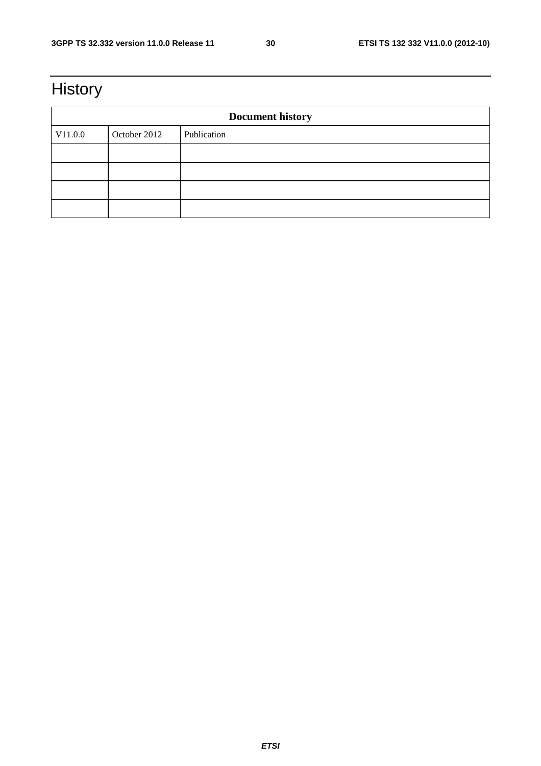# History

| Document history | | |
|---|---|---|
| V11.0.0 | October 2012 | Publication |
| | | |
| | | |
| | | |
| | | |